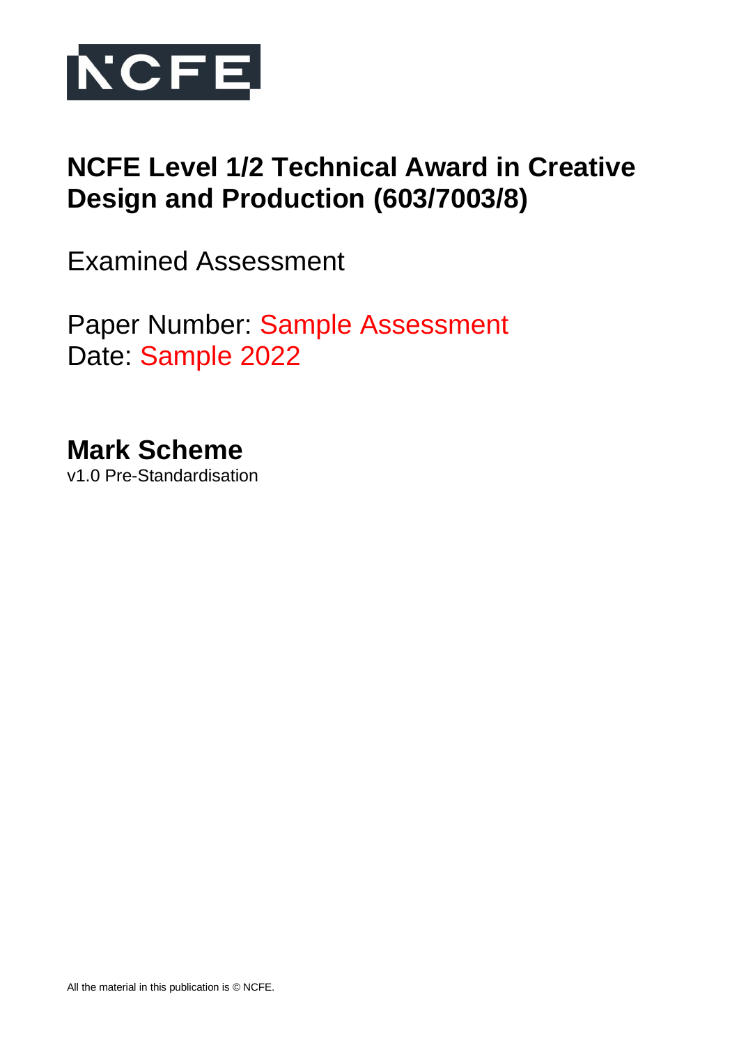# NCFE Level 1/2 Technical Award in Creative Design and Production (603/7003/8)

Examined Assessment

Paper Number: Sample Assessment
Date: Sample 2022

## Mark Scheme

v1.0 Pre-Standardisation

All the material in this publication is © NCFE.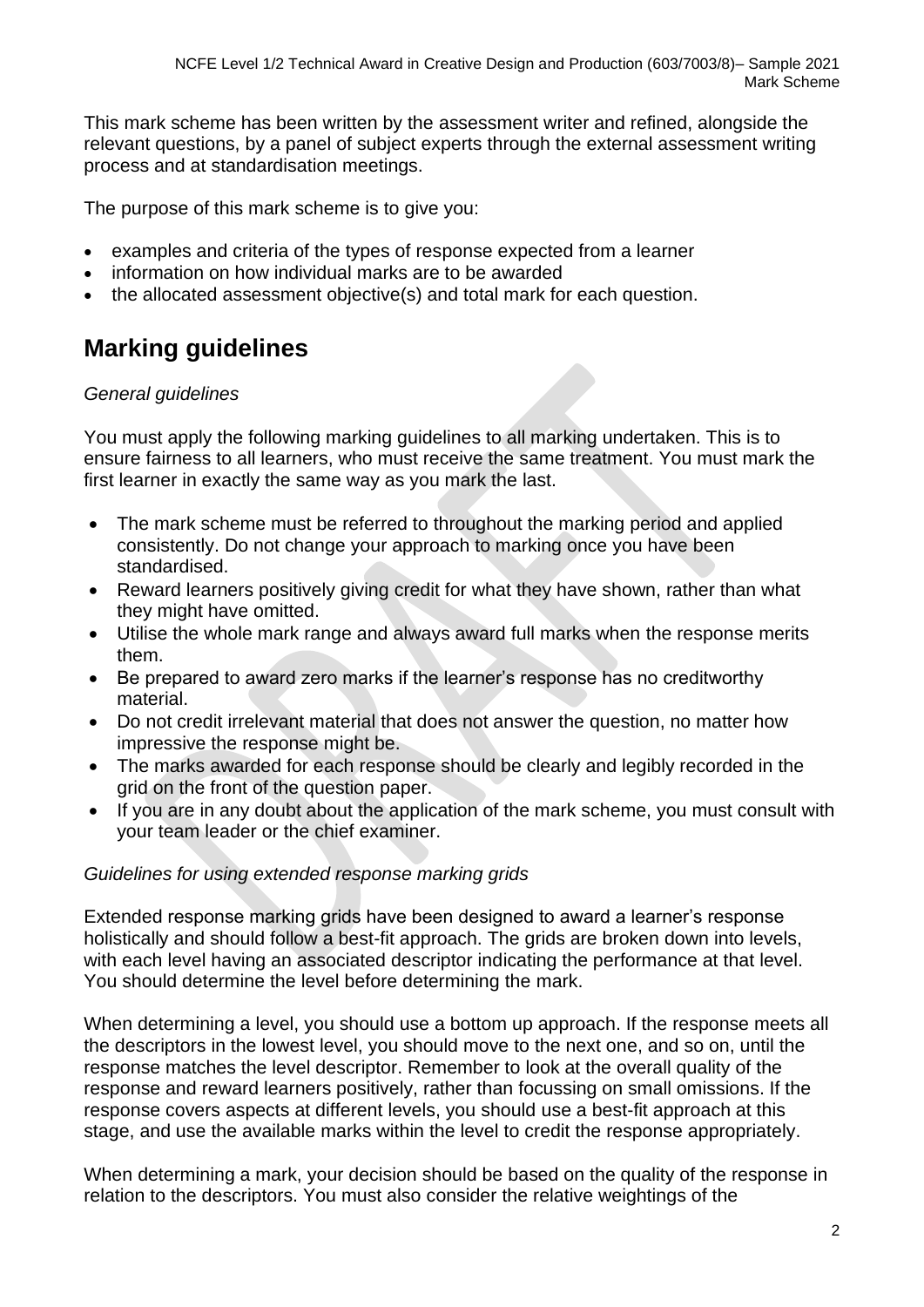This mark scheme has been written by the assessment writer and refined, alongside the relevant questions, by a panel of subject experts through the external assessment writing process and at standardisation meetings.

The purpose of this mark scheme is to give you:

- examples and criteria of the types of response expected from a learner
- information on how individual marks are to be awarded
- the allocated assessment objective(s) and total mark for each question.

## Marking guidelines

*General guidelines*

You must apply the following marking guidelines to all marking undertaken. This is to ensure fairness to all learners, who must receive the same treatment. You must mark the first learner in exactly the same way as you mark the last.

- The mark scheme must be referred to throughout the marking period and applied consistently. Do not change your approach to marking once you have been standardised.
- Reward learners positively giving credit for what they have shown, rather than what they might have omitted.
- Utilise the whole mark range and always award full marks when the response merits them.
- Be prepared to award zero marks if the learner's response has no creditworthy material.
- Do not credit irrelevant material that does not answer the question, no matter how impressive the response might be.
- The marks awarded for each response should be clearly and legibly recorded in the grid on the front of the question paper.
- If you are in any doubt about the application of the mark scheme, you must consult with your team leader or the chief examiner.

*Guidelines for using extended response marking grids*

Extended response marking grids have been designed to award a learner's response holistically and should follow a best-fit approach. The grids are broken down into levels, with each level having an associated descriptor indicating the performance at that level. You should determine the level before determining the mark.

When determining a level, you should use a bottom up approach. If the response meets all the descriptors in the lowest level, you should move to the next one, and so on, until the response matches the level descriptor. Remember to look at the overall quality of the response and reward learners positively, rather than focussing on small omissions. If the response covers aspects at different levels, you should use a best-fit approach at this stage, and use the available marks within the level to credit the response appropriately.

When determining a mark, your decision should be based on the quality of the response in relation to the descriptors. You must also consider the relative weightings of the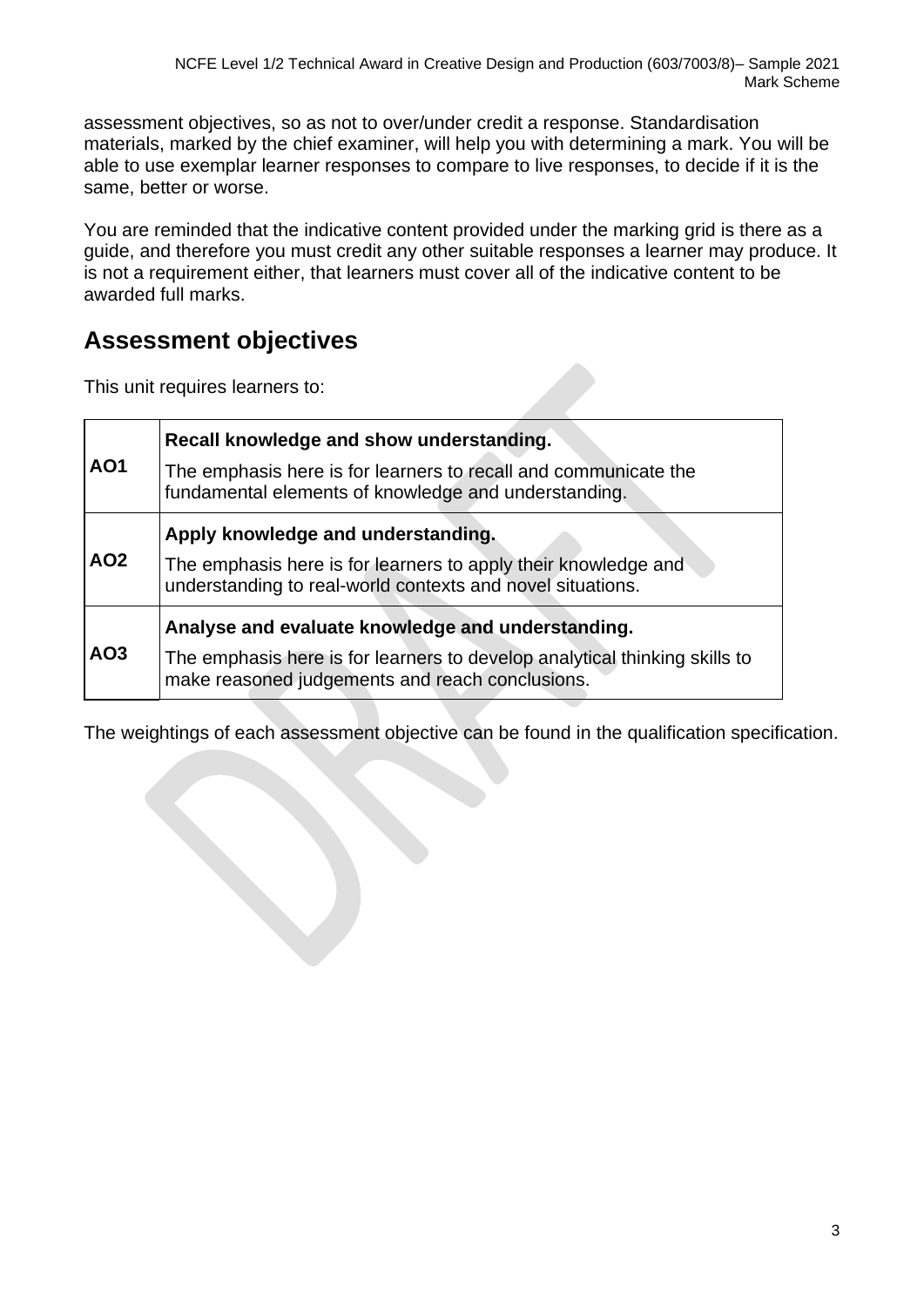assessment objectives, so as not to over/under credit a response. Standardisation materials, marked by the chief examiner, will help you with determining a mark. You will be able to use exemplar learner responses to compare to live responses, to decide if it is the same, better or worse.

You are reminded that the indicative content provided under the marking grid is there as a guide, and therefore you must credit any other suitable responses a learner may produce. It is not a requirement either, that learners must cover all of the indicative content to be awarded full marks.

## Assessment objectives

This unit requires learners to:

| | |
|---|---|
| **AO1** | **Recall knowledge and show understanding.**<br>The emphasis here is for learners to recall and communicate the fundamental elements of knowledge and understanding. |
| **AO2** | **Apply knowledge and understanding.**<br>The emphasis here is for learners to apply their knowledge and understanding to real-world contexts and novel situations. |
| **AO3** | **Analyse and evaluate knowledge and understanding.**<br>The emphasis here is for learners to develop analytical thinking skills to make reasoned judgements and reach conclusions. |

The weightings of each assessment objective can be found in the qualification specification.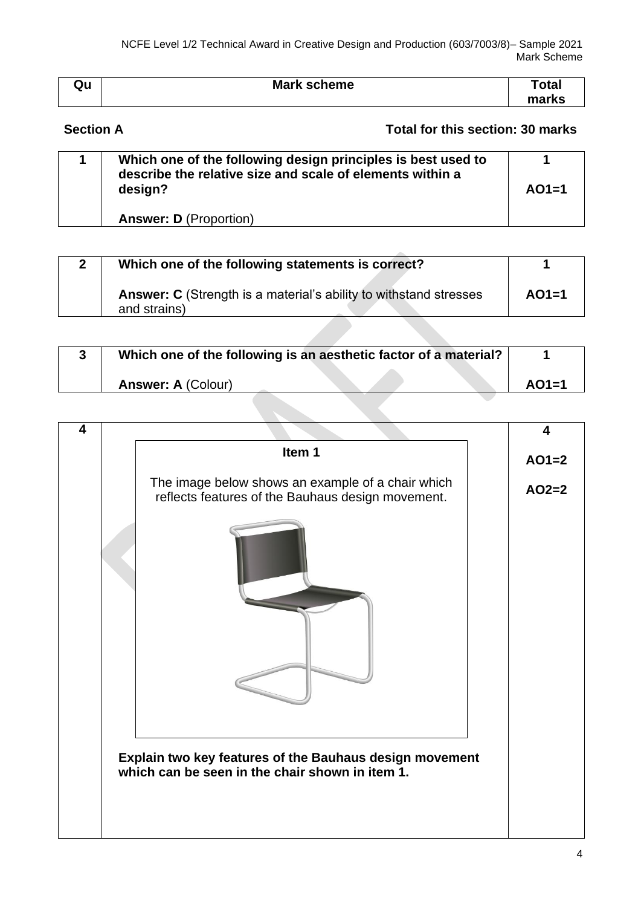| Qu | Mark scheme | Total marks |
| --- | --- | --- |

**Section A** **Total for this section: 30 marks**

| | | |
| --- | --- | --- |
| **1** | **Which one of the following design principles is best used to describe the relative size and scale of elements within a design?**<br><br>**Answer: D** (Proportion) | **1**<br><br>**AO1=1** |

| | | |
| --- | --- | --- |
| **2** | **Which one of the following statements is correct?**<br><br>**Answer: C** (Strength is a material's ability to withstand stresses and strains) | **1**<br><br>**AO1=1** |

| | | |
| --- | --- | --- |
| **3** | **Which one of the following is an aesthetic factor of a material?**<br><br>**Answer: A** (Colour) | **1**<br><br>**AO1=1** |

| | | |
| --- | --- | --- |
| **4** | **Item 1**<br><br>The image below shows an example of a chair which reflects features of the Bauhaus design movement.<br><br>**Explain two key features of the Bauhaus design movement which can be seen in the chair shown in item 1.** | **4**<br><br>**AO1=2**<br><br>**AO2=2** |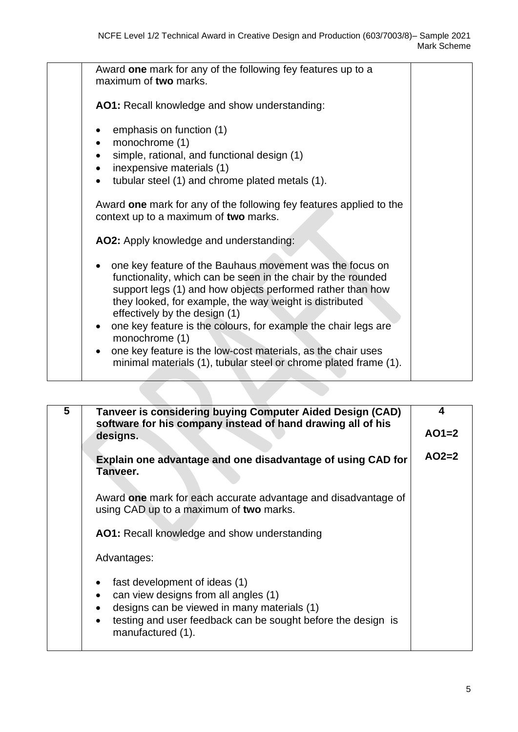| | | |
|---|---|---|
| | Award **one** mark for any of the following fey features up to a maximum of **two** marks.<br><br>**AO1:** Recall knowledge and show understanding:<br><br>• emphasis on function (1)<br>• monochrome (1)<br>• simple, rational, and functional design (1)<br>• inexpensive materials (1)<br>• tubular steel (1) and chrome plated metals (1).<br><br>Award **one** mark for any of the following fey features applied to the context up to a maximum of **two** marks.<br><br>**AO2:** Apply knowledge and understanding:<br><br>• one key feature of the Bauhaus movement was the focus on functionality, which can be seen in the chair by the rounded support legs (1) and how objects performed rather than how they looked, for example, the way weight is distributed effectively by the design (1)<br>• one key feature is the colours, for example the chair legs are monochrome (1)<br>• one key feature is the low-cost materials, as the chair uses minimal materials (1), tubular steel or chrome plated frame (1). | |

| | | |
|---|---|---|
| **5** | **Tanveer is considering buying Computer Aided Design (CAD) software for his company instead of hand drawing all of his designs.**<br><br>**Explain one advantage and one disadvantage of using CAD for Tanveer.**<br><br>Award **one** mark for each accurate advantage and disadvantage of using CAD up to a maximum of **two** marks.<br><br>**AO1:** Recall knowledge and show understanding<br><br>Advantages:<br><br>• fast development of ideas (1)<br>• can view designs from all angles (1)<br>• designs can be viewed in many materials (1)<br>• testing and user feedback can be sought before the design is manufactured (1). | **4**<br><br>**AO1=2**<br><br>**AO2=2** |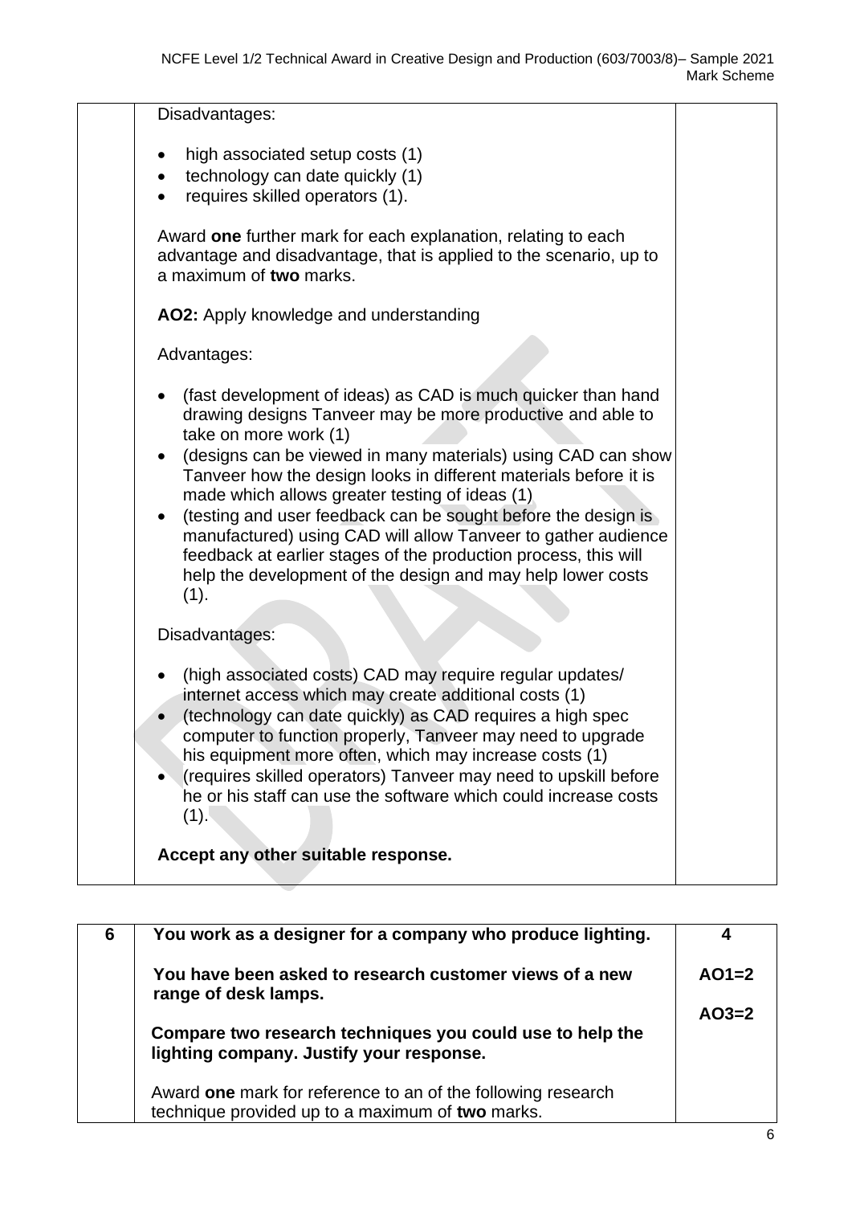| | | |
|---|---|---|
| | Disadvantages:<br><br>- high associated setup costs (1)<br>- technology can date quickly (1)<br>- requires skilled operators (1).<br><br>Award **one** further mark for each explanation, relating to each advantage and disadvantage, that is applied to the scenario, up to a maximum of **two** marks.<br><br>**AO2:** Apply knowledge and understanding<br><br>Advantages:<br><br>- (fast development of ideas) as CAD is much quicker than hand drawing designs Tanveer may be more productive and able to take on more work (1)<br>- (designs can be viewed in many materials) using CAD can show Tanveer how the design looks in different materials before it is made which allows greater testing of ideas (1)<br>- (testing and user feedback can be sought before the design is manufactured) using CAD will allow Tanveer to gather audience feedback at earlier stages of the production process, this will help the development of the design and may help lower costs (1).<br><br>Disadvantages:<br><br>- (high associated costs) CAD may require regular updates/ internet access which may create additional costs (1)<br>- (technology can date quickly) as CAD requires a high spec computer to function properly, Tanveer may need to upgrade his equipment more often, which may increase costs (1)<br>- (requires skilled operators) Tanveer may need to upskill before he or his staff can use the software which could increase costs (1).<br><br>**Accept any other suitable response.** | |

| | | |
|---|---|---|
| **6** | **You work as a designer for a company who produce lighting.**<br><br>**You have been asked to research customer views of a new range of desk lamps.**<br><br>**Compare two research techniques you could use to help the lighting company. Justify your response.**<br><br>Award **one** mark for reference to an of the following research technique provided up to a maximum of **two** marks. | **4**<br><br>**AO1=2**<br><br>**AO3=2** |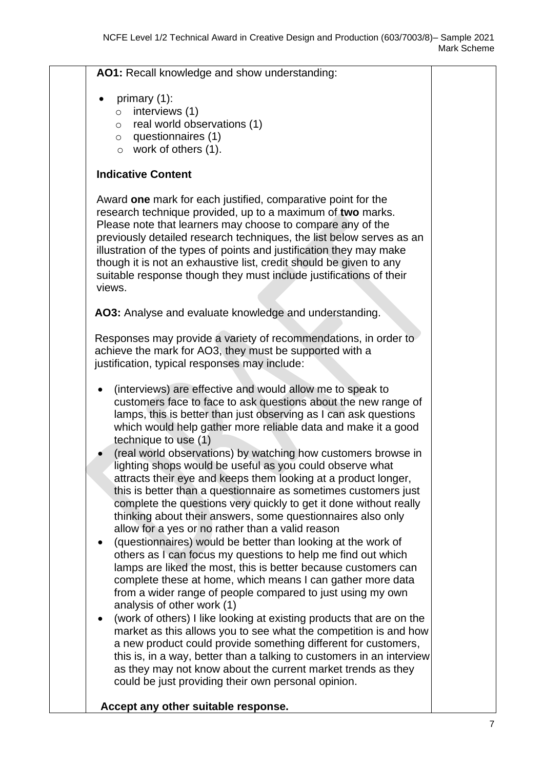**AO1:** Recall knowledge and show understanding:

- primary (1):
    - interviews (1)
    - real world observations (1)
    - questionnaires (1)
    - work of others (1).

**Indicative Content**

Award **one** mark for each justified, comparative point for the research technique provided, up to a maximum of **two** marks. Please note that learners may choose to compare any of the previously detailed research techniques, the list below serves as an illustration of the types of points and justification they may make though it is not an exhaustive list, credit should be given to any suitable response though they must include justifications of their views.

**AO3:** Analyse and evaluate knowledge and understanding.

Responses may provide a variety of recommendations, in order to achieve the mark for AO3, they must be supported with a justification, typical responses may include:

- (interviews) are effective and would allow me to speak to customers face to face to ask questions about the new range of lamps, this is better than just observing as I can ask questions which would help gather more reliable data and make it a good technique to use (1)
- (real world observations) by watching how customers browse in lighting shops would be useful as you could observe what attracts their eye and keeps them looking at a product longer, this is better than a questionnaire as sometimes customers just complete the questions very quickly to get it done without really thinking about their answers, some questionnaires also only allow for a yes or no rather than a valid reason
- (questionnaires) would be better than looking at the work of others as I can focus my questions to help me find out which lamps are liked the most, this is better because customers can complete these at home, which means I can gather more data from a wider range of people compared to just using my own analysis of other work (1)
- (work of others) I like looking at existing products that are on the market as this allows you to see what the competition is and how a new product could provide something different for customers, this is, in a way, better than a talking to customers in an interview as they may not know about the current market trends as they could be just providing their own personal opinion.

**Accept any other suitable response.**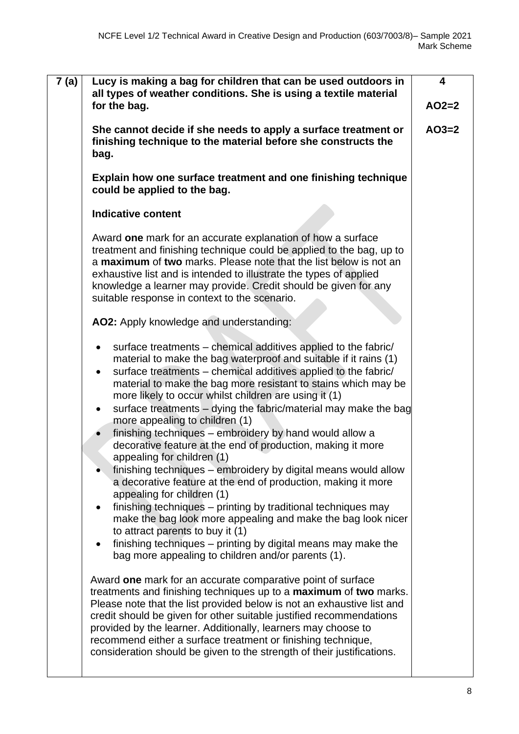| 7 (a) | **Lucy is making a bag for children that can be used outdoors in all types of weather conditions. She is using a textile material for the bag.**<br><br>**She cannot decide if she needs to apply a surface treatment or finishing technique to the material before she constructs the bag.**<br><br>**Explain how one surface treatment and one finishing technique could be applied to the bag.**<br><br>**Indicative content**<br><br>Award **one** mark for an accurate explanation of how a surface treatment and finishing technique could be applied to the bag, up to a **maximum** of **two** marks. Please note that the list below is not an exhaustive list and is intended to illustrate the types of applied knowledge a learner may provide. Credit should be given for any suitable response in context to the scenario.<br><br>**AO2:** Apply knowledge and understanding:<br><br>• surface treatments – chemical additives applied to the fabric/ material to make the bag waterproof and suitable if it rains (1)<br>• surface treatments – chemical additives applied to the fabric/ material to make the bag more resistant to stains which may be more likely to occur whilst children are using it (1)<br>• surface treatments – dying the fabric/material may make the bag more appealing to children (1)<br>• finishing techniques – embroidery by hand would allow a decorative feature at the end of production, making it more appealing for children (1)<br>• finishing techniques – embroidery by digital means would allow a decorative feature at the end of production, making it more appealing for children (1)<br>• finishing techniques – printing by traditional techniques may make the bag look more appealing and make the bag look nicer to attract parents to buy it (1)<br>• finishing techniques – printing by digital means may make the bag more appealing to children and/or parents (1).<br><br>Award **one** mark for an accurate comparative point of surface treatments and finishing techniques up to a **maximum** of **two** marks. Please note that the list provided below is not an exhaustive list and credit should be given for other suitable justified recommendations provided by the learner. Additionally, learners may choose to recommend either a surface treatment or finishing technique, consideration should be given to the strength of their justifications. | **4**<br><br>**AO2=2**<br><br>**AO3=2** |
|---|---|---|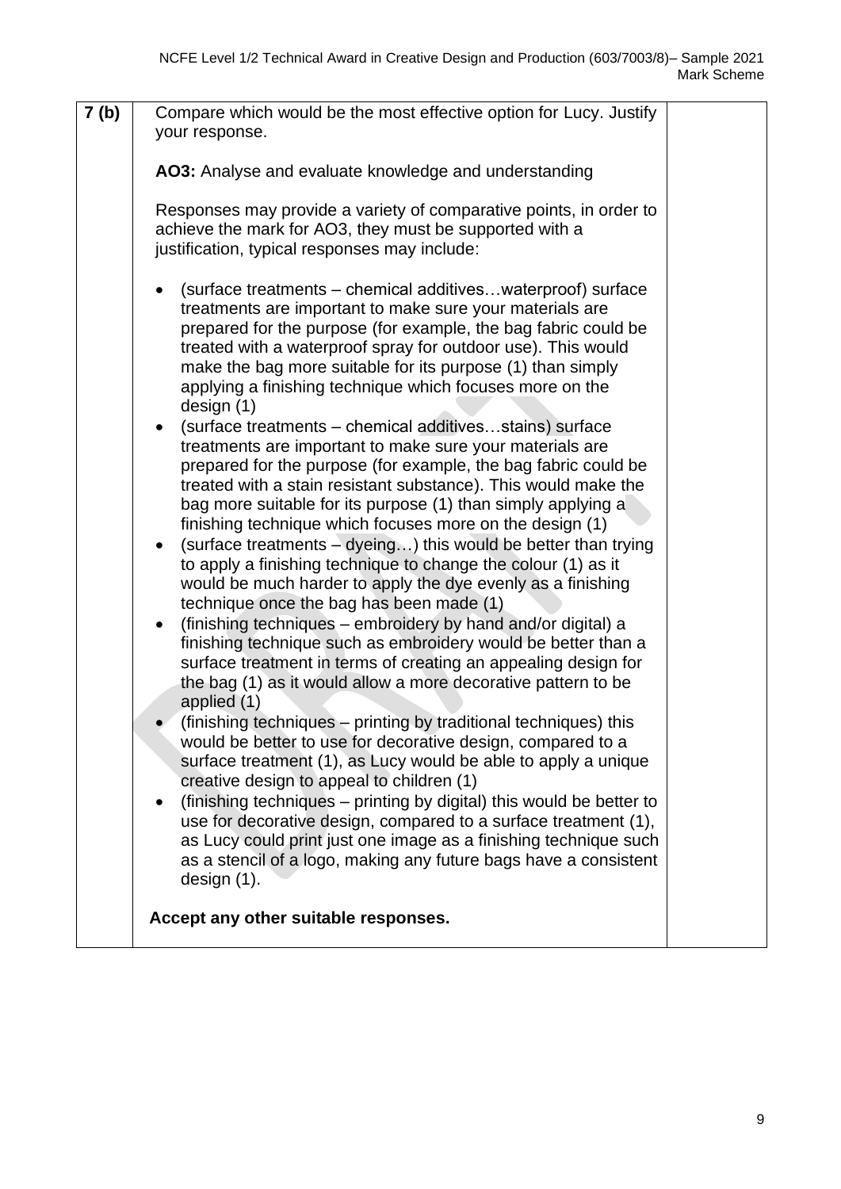| | | |
|---|---|---|
| **7 (b)** | Compare which would be the most effective option for Lucy. Justify your response.<br><br>**AO3:** Analyse and evaluate knowledge and understanding<br><br>Responses may provide a variety of comparative points, in order to achieve the mark for AO3, they must be supported with a justification, typical responses may include:<br><br>• (surface treatments – chemical additives…waterproof) surface treatments are important to make sure your materials are prepared for the purpose (for example, the bag fabric could be treated with a waterproof spray for outdoor use). This would make the bag more suitable for its purpose (1) than simply applying a finishing technique which focuses more on the design (1)<br>• (surface treatments – chemical additives…stains) surface treatments are important to make sure your materials are prepared for the purpose (for example, the bag fabric could be treated with a stain resistant substance). This would make the bag more suitable for its purpose (1) than simply applying a finishing technique which focuses more on the design (1)<br>• (surface treatments – dyeing…) this would be better than trying to apply a finishing technique to change the colour (1) as it would be much harder to apply the dye evenly as a finishing technique once the bag has been made (1)<br>• (finishing techniques – embroidery by hand and/or digital) a finishing technique such as embroidery would be better than a surface treatment in terms of creating an appealing design for the bag (1) as it would allow a more decorative pattern to be applied (1)<br>• (finishing techniques – printing by traditional techniques) this would be better to use for decorative design, compared to a surface treatment (1), as Lucy would be able to apply a unique creative design to appeal to children (1)<br>• (finishing techniques – printing by digital) this would be better to use for decorative design, compared to a surface treatment (1), as Lucy could print just one image as a finishing technique such as a stencil of a logo, making any future bags have a consistent design (1).<br><br>**Accept any other suitable responses.** | |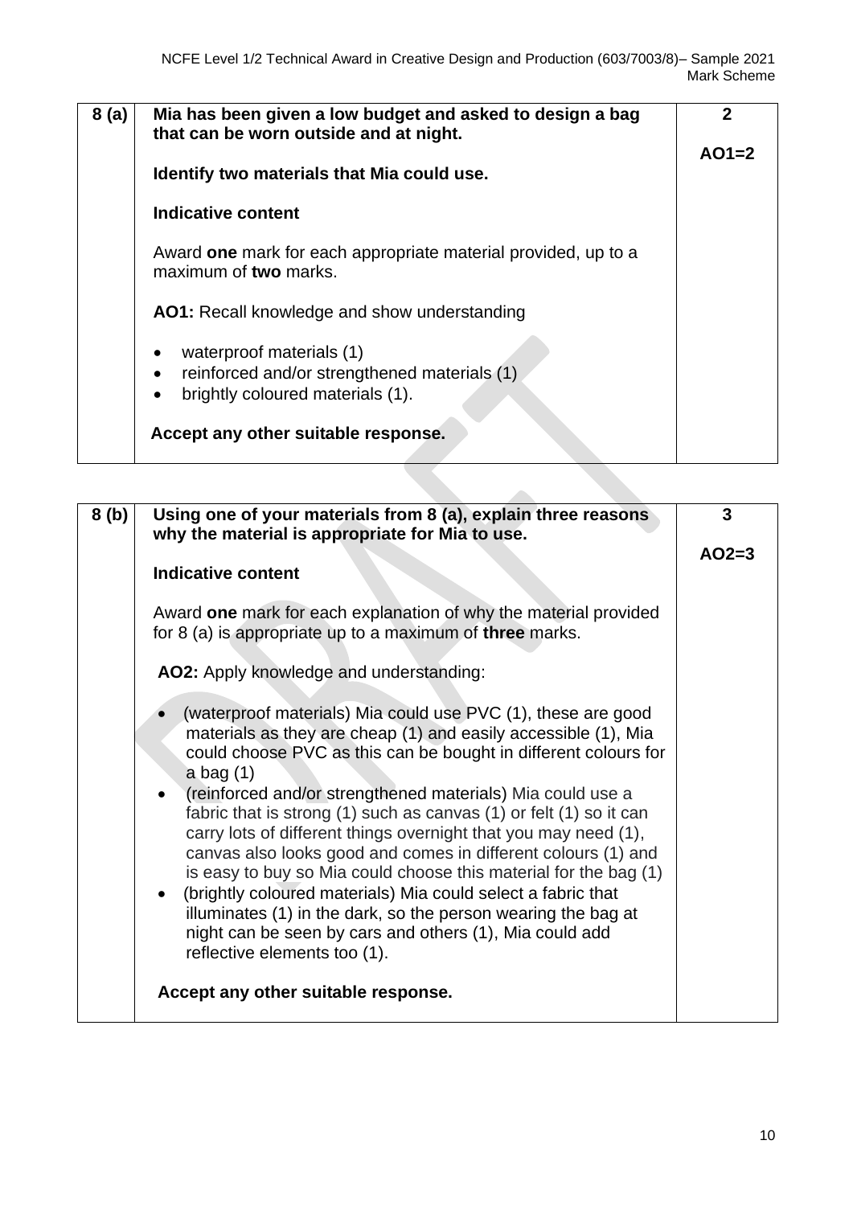| 8 (a) | **Mia has been given a low budget and asked to design a bag that can be worn outside and at night.**<br><br>**Identify two materials that Mia could use.**<br><br>**Indicative content**<br><br>Award **one** mark for each appropriate material provided, up to a maximum of **two** marks.<br><br>**AO1:** Recall knowledge and show understanding<br><br>• waterproof materials (1)<br>• reinforced and/or strengthened materials (1)<br>• brightly coloured materials (1).<br><br>**Accept any other suitable response.** | **2**<br><br>**AO1=2** |
|---|---|---|

| 8 (b) | **Using one of your materials from 8 (a), explain three reasons why the material is appropriate for Mia to use.**<br><br>**Indicative content**<br><br>Award **one** mark for each explanation of why the material provided for 8 (a) is appropriate up to a maximum of **three** marks.<br><br>**AO2:** Apply knowledge and understanding:<br><br>• (waterproof materials) Mia could use PVC (1), these are good materials as they are cheap (1) and easily accessible (1), Mia could choose PVC as this can be bought in different colours for a bag (1)<br>• (reinforced and/or strengthened materials) Mia could use a fabric that is strong (1) such as canvas (1) or felt (1) so it can carry lots of different things overnight that you may need (1), canvas also looks good and comes in different colours (1) and is easy to buy so Mia could choose this material for the bag (1)<br>• (brightly coloured materials) Mia could select a fabric that illuminates (1) in the dark, so the person wearing the bag at night can be seen by cars and others (1), Mia could add reflective elements too (1).<br><br>**Accept any other suitable response.** | **3**<br><br>**AO2=3** |
|---|---|---|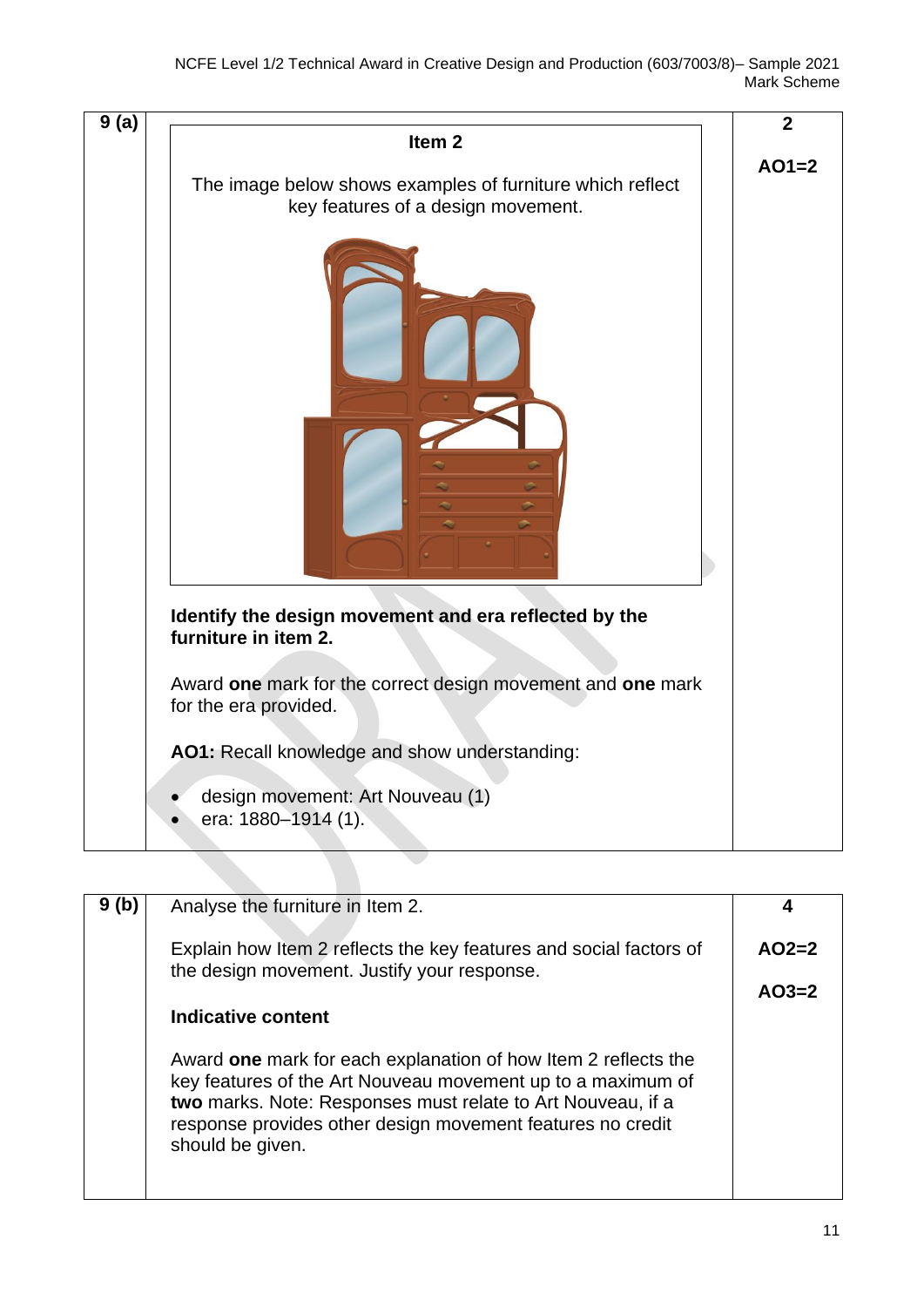| | | |
|---|---|---|
| **9 (a)** | **Item 2**<br><br>The image below shows examples of furniture which reflect key features of a design movement.<br><br>**Identify the design movement and era reflected by the furniture in item 2.**<br><br>Award **one** mark for the correct design movement and **one** mark for the era provided.<br><br>**AO1:** Recall knowledge and show understanding:<br><br>• design movement: Art Nouveau (1)<br>• era: 1880–1914 (1). | **2**<br><br>**AO1=2** |

| | | |
|---|---|---|
| **9 (b)** | Analyse the furniture in Item 2.<br><br>Explain how Item 2 reflects the key features and social factors of the design movement. Justify your response.<br><br>**Indicative content**<br><br>Award **one** mark for each explanation of how Item 2 reflects the key features of the Art Nouveau movement up to a maximum of **two** marks. Note: Responses must relate to Art Nouveau, if a response provides other design movement features no credit should be given. | **4**<br><br>**AO2=2**<br><br>**AO3=2** |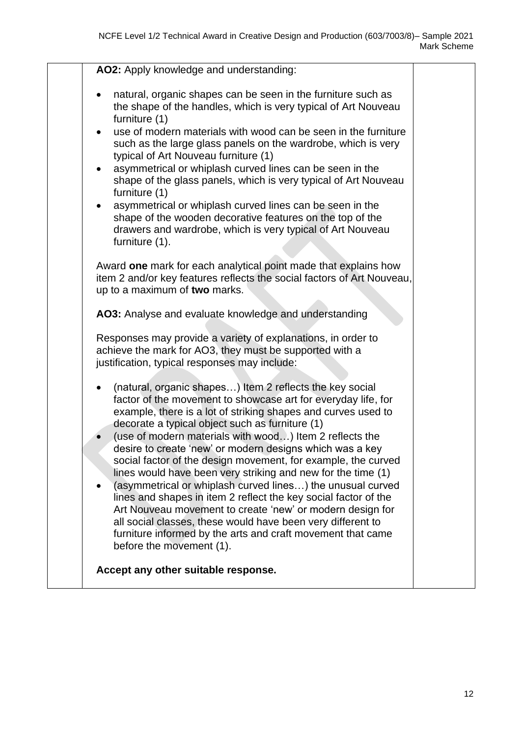**AO2:** Apply knowledge and understanding:

- natural, organic shapes can be seen in the furniture such as the shape of the handles, which is very typical of Art Nouveau furniture (1)
- use of modern materials with wood can be seen in the furniture such as the large glass panels on the wardrobe, which is very typical of Art Nouveau furniture (1)
- asymmetrical or whiplash curved lines can be seen in the shape of the glass panels, which is very typical of Art Nouveau furniture (1)
- asymmetrical or whiplash curved lines can be seen in the shape of the wooden decorative features on the top of the drawers and wardrobe, which is very typical of Art Nouveau furniture (1).

Award **one** mark for each analytical point made that explains how item 2 and/or key features reflects the social factors of Art Nouveau, up to a maximum of **two** marks.

**AO3:** Analyse and evaluate knowledge and understanding

Responses may provide a variety of explanations, in order to achieve the mark for AO3, they must be supported with a justification, typical responses may include:

- (natural, organic shapes…) Item 2 reflects the key social factor of the movement to showcase art for everyday life, for example, there is a lot of striking shapes and curves used to decorate a typical object such as furniture (1)
- (use of modern materials with wood…) Item 2 reflects the desire to create 'new' or modern designs which was a key social factor of the design movement, for example, the curved lines would have been very striking and new for the time (1)
- (asymmetrical or whiplash curved lines…) the unusual curved lines and shapes in item 2 reflect the key social factor of the Art Nouveau movement to create 'new' or modern design for all social classes, these would have been very different to furniture informed by the arts and craft movement that came before the movement (1).

**Accept any other suitable response.**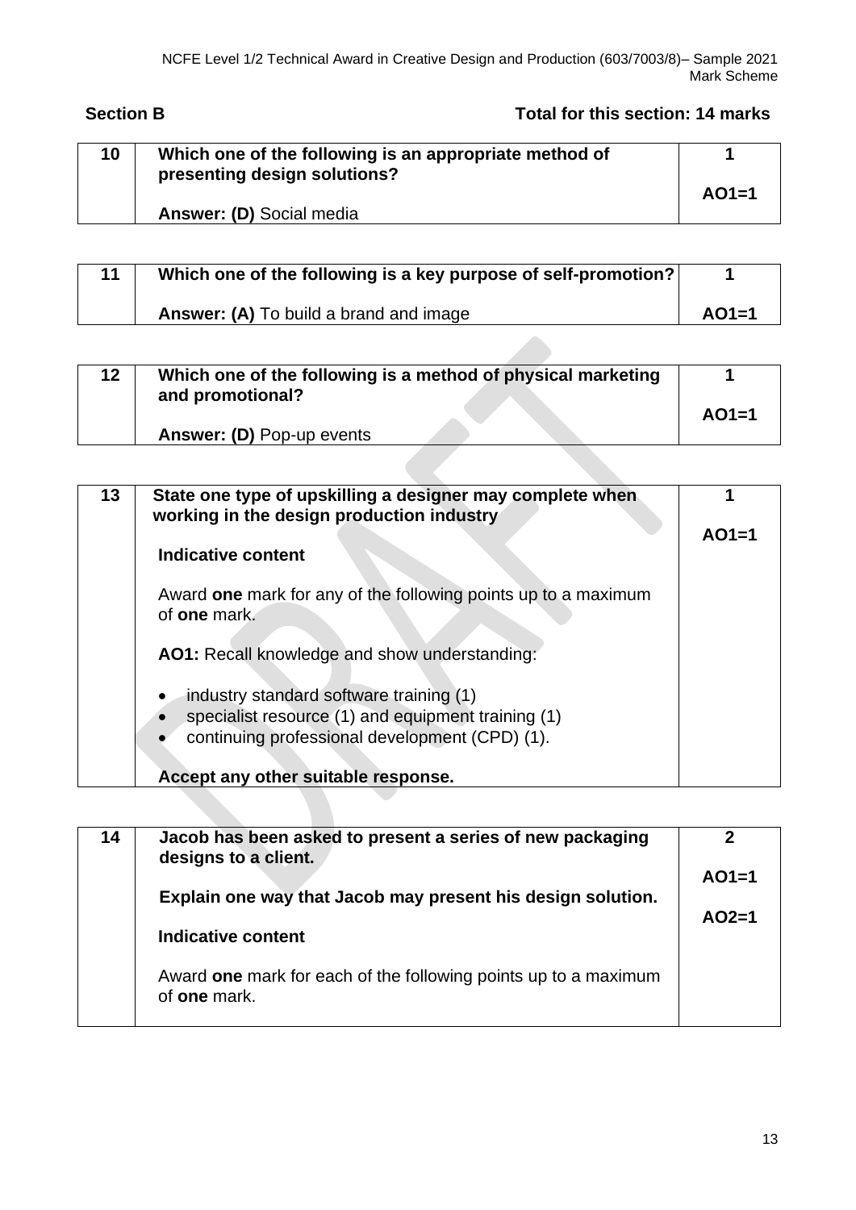## Section B

**Total for this section: 14 marks**

| | | |
|---|---|---|
| **10** | **Which one of the following is an appropriate method of presenting design solutions?**<br><br>**Answer: (D)** Social media | **1**<br><br>**AO1=1** |

| | | |
|---|---|---|
| **11** | **Which one of the following is a key purpose of self-promotion?**<br><br>**Answer: (A)** To build a brand and image | **1**<br><br>**AO1=1** |

| | | |
|---|---|---|
| **12** | **Which one of the following is a method of physical marketing and promotional?**<br><br>**Answer: (D)** Pop-up events | **1**<br><br>**AO1=1** |

| | | |
|---|---|---|
| **13** | **State one type of upskilling a designer may complete when working in the design production industry**<br><br>**Indicative content**<br><br>Award **one** mark for any of the following points up to a maximum of **one** mark.<br><br>**AO1:** Recall knowledge and show understanding:<br><br>• industry standard software training (1)<br>• specialist resource (1) and equipment training (1)<br>• continuing professional development (CPD) (1).<br><br>**Accept any other suitable response.** | **1**<br><br>**AO1=1** |

| | | |
|---|---|---|
| **14** | **Jacob has been asked to present a series of new packaging designs to a client.**<br><br>**Explain one way that Jacob may present his design solution.**<br><br>**Indicative content**<br><br>Award **one** mark for each of the following points up to a maximum of **one** mark. | **2**<br><br>**AO1=1**<br><br>**AO2=1** |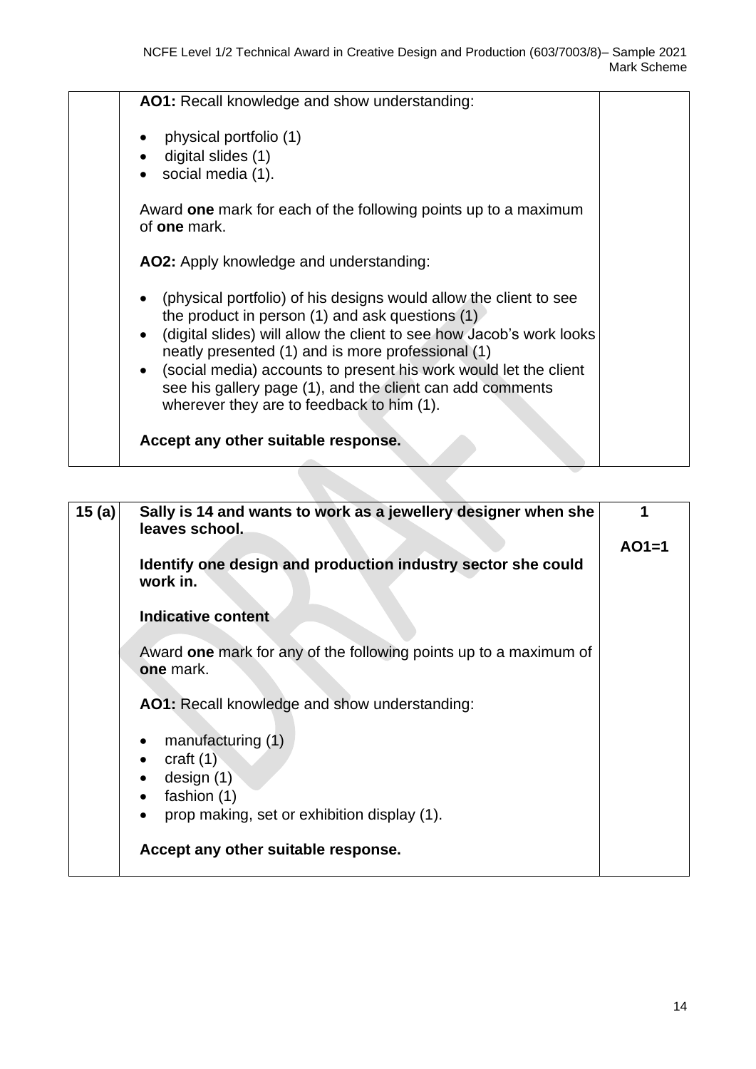| | | |
|---|---|---|
| | **AO1:** Recall knowledge and show understanding:<br><br>• physical portfolio (1)<br>• digital slides (1)<br>• social media (1).<br><br>Award **one** mark for each of the following points up to a maximum of **one** mark.<br><br>**AO2:** Apply knowledge and understanding:<br><br>• (physical portfolio) of his designs would allow the client to see the product in person (1) and ask questions (1)<br>• (digital slides) will allow the client to see how Jacob's work looks neatly presented (1) and is more professional (1)<br>• (social media) accounts to present his work would let the client see his gallery page (1), and the client can add comments wherever they are to feedback to him (1).<br><br>**Accept any other suitable response.** | |

| | | |
|---|---|---|
| **15 (a)** | **Sally is 14 and wants to work as a jewellery designer when she leaves school.**<br><br>**Identify one design and production industry sector she could work in.**<br><br>**Indicative content**<br><br>Award **one** mark for any of the following points up to a maximum of **one** mark.<br><br>**AO1:** Recall knowledge and show understanding:<br><br>• manufacturing (1)<br>• craft (1)<br>• design (1)<br>• fashion (1)<br>• prop making, set or exhibition display (1).<br><br>**Accept any other suitable response.** | **1**<br><br>**AO1=1** |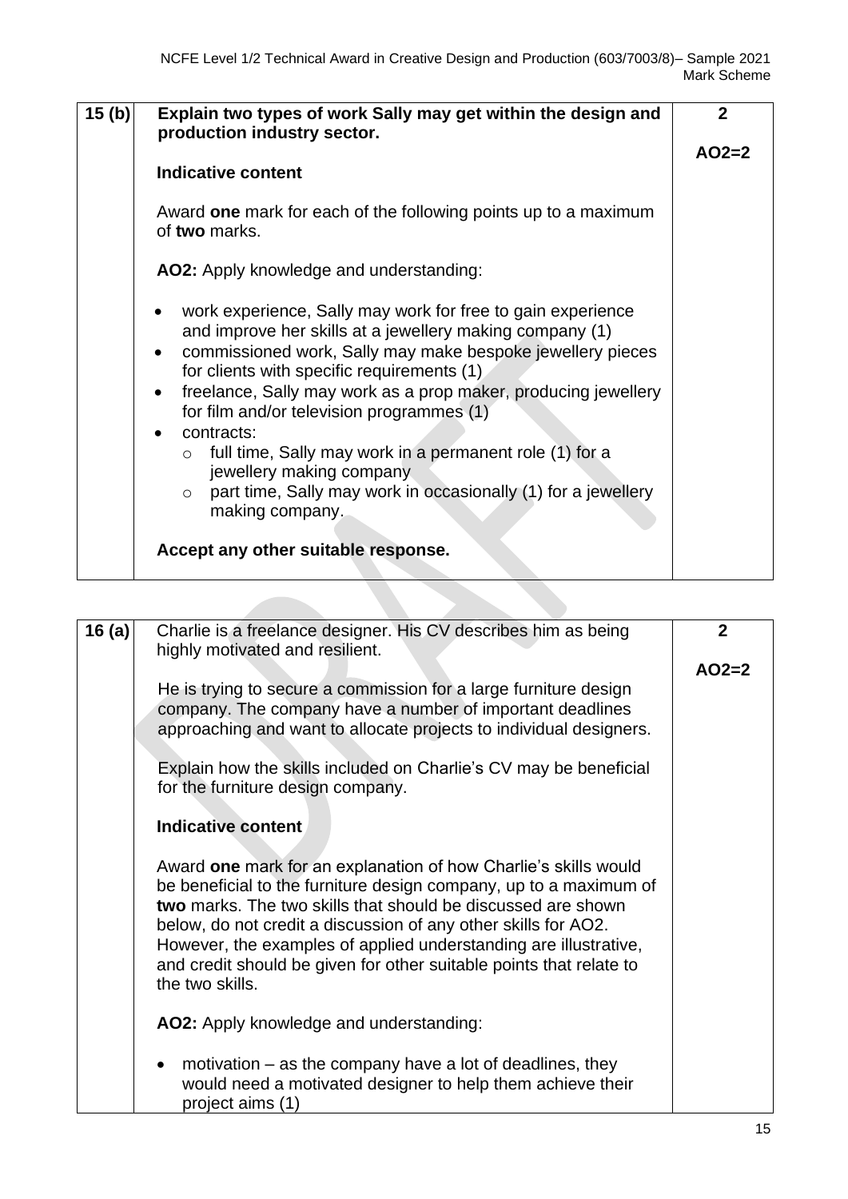| | | |
|---|---|---|
| 15 (b) | **Explain two types of work Sally may get within the design and production industry sector.**<br><br>**Indicative content**<br><br>Award **one** mark for each of the following points up to a maximum of **two** marks.<br><br>**AO2:** Apply knowledge and understanding:<br><br>• work experience, Sally may work for free to gain experience and improve her skills at a jewellery making company (1)<br>• commissioned work, Sally may make bespoke jewellery pieces for clients with specific requirements (1)<br>• freelance, Sally may work as a prop maker, producing jewellery for film and/or television programmes (1)<br>• contracts:<br>&nbsp;&nbsp;&nbsp;&nbsp;o full time, Sally may work in a permanent role (1) for a jewellery making company<br>&nbsp;&nbsp;&nbsp;&nbsp;o part time, Sally may work in occasionally (1) for a jewellery making company.<br><br>**Accept any other suitable response.** | **2**<br><br>**AO2=2** |

| | | |
|---|---|---|
| 16 (a) | Charlie is a freelance designer. His CV describes him as being highly motivated and resilient.<br><br>He is trying to secure a commission for a large furniture design company. The company have a number of important deadlines approaching and want to allocate projects to individual designers.<br><br>Explain how the skills included on Charlie's CV may be beneficial for the furniture design company.<br><br>**Indicative content**<br><br>Award **one** mark for an explanation of how Charlie's skills would be beneficial to the furniture design company, up to a maximum of **two** marks. The two skills that should be discussed are shown below, do not credit a discussion of any other skills for AO2. However, the examples of applied understanding are illustrative, and credit should be given for other suitable points that relate to the two skills.<br><br>**AO2:** Apply knowledge and understanding:<br><br>• motivation – as the company have a lot of deadlines, they would need a motivated designer to help them achieve their project aims (1) | **2**<br><br>**AO2=2** |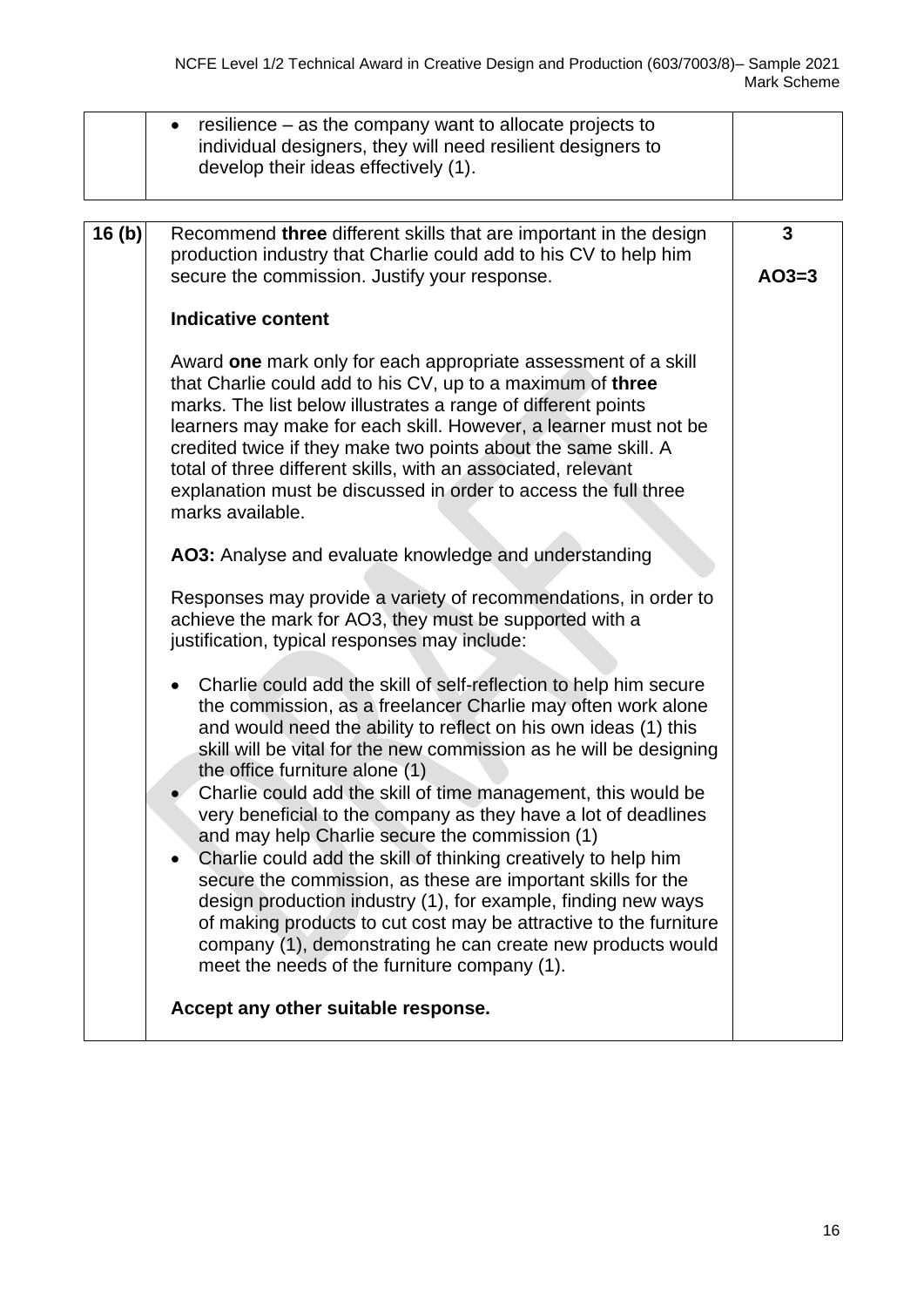| | | |
|---|---|---|
| | • resilience – as the company want to allocate projects to individual designers, they will need resilient designers to develop their ideas effectively (1). | |

| | | |
|---|---|---|
| **16 (b)** | Recommend **three** different skills that are important in the design production industry that Charlie could add to his CV to help him secure the commission. Justify your response.<br><br>**Indicative content**<br><br>Award **one** mark only for each appropriate assessment of a skill that Charlie could add to his CV, up to a maximum of **three** marks. The list below illustrates a range of different points learners may make for each skill. However, a learner must not be credited twice if they make two points about the same skill. A total of three different skills, with an associated, relevant explanation must be discussed in order to access the full three marks available.<br><br>**AO3:** Analyse and evaluate knowledge and understanding<br><br>Responses may provide a variety of recommendations, in order to achieve the mark for AO3, they must be supported with a justification, typical responses may include:<br><br>• Charlie could add the skill of self-reflection to help him secure the commission, as a freelancer Charlie may often work alone and would need the ability to reflect on his own ideas (1) this skill will be vital for the new commission as he will be designing the office furniture alone (1)<br>• Charlie could add the skill of time management, this would be very beneficial to the company as they have a lot of deadlines and may help Charlie secure the commission (1)<br>• Charlie could add the skill of thinking creatively to help him secure the commission, as these are important skills for the design production industry (1), for example, finding new ways of making products to cut cost may be attractive to the furniture company (1), demonstrating he can create new products would meet the needs of the furniture company (1).<br><br>**Accept any other suitable response.** | **3**<br><br>**AO3=3** |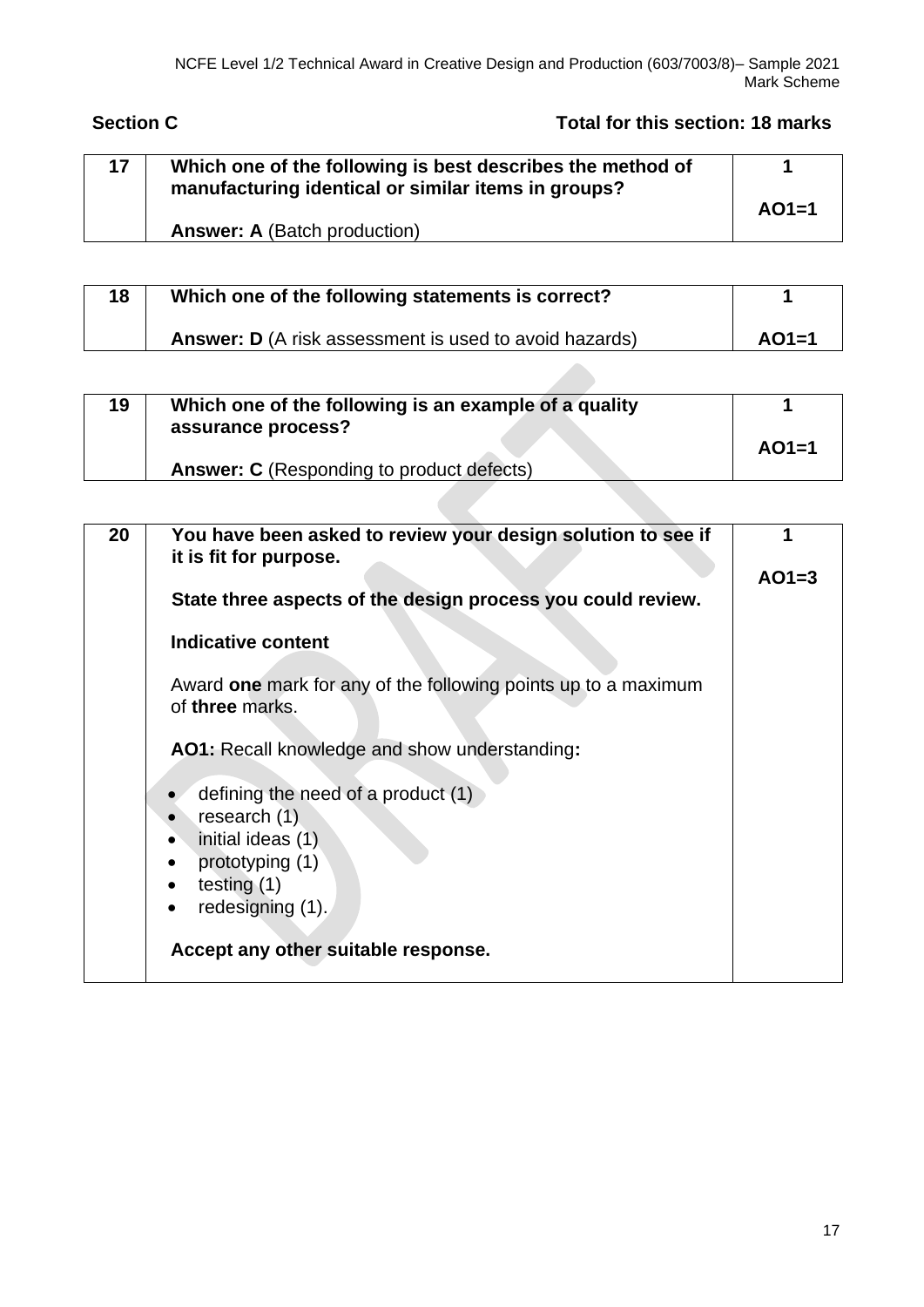## Section C

**Total for this section: 18 marks**

| | | |
|---|---|---|
| **17** | **Which one of the following is best describes the method of manufacturing identical or similar items in groups?**<br><br>**Answer: A** (Batch production) | **1**<br><br>**AO1=1** |

| | | |
|---|---|---|
| **18** | **Which one of the following statements is correct?**<br><br>**Answer: D** (A risk assessment is used to avoid hazards) | **1**<br><br>**AO1=1** |

| | | |
|---|---|---|
| **19** | **Which one of the following is an example of a quality assurance process?**<br><br>**Answer: C** (Responding to product defects) | **1**<br><br>**AO1=1** |

| | | |
|---|---|---|
| **20** | **You have been asked to review your design solution to see if it is fit for purpose.**<br><br>**State three aspects of the design process you could review.**<br><br>**Indicative content**<br><br>Award **one** mark for any of the following points up to a maximum of **three** marks.<br><br>**AO1:** Recall knowledge and show understanding**:**<br><br>• defining the need of a product (1)<br>• research (1)<br>• initial ideas (1)<br>• prototyping (1)<br>• testing (1)<br>• redesigning (1).<br><br>**Accept any other suitable response.** | **1**<br><br>**AO1=3** |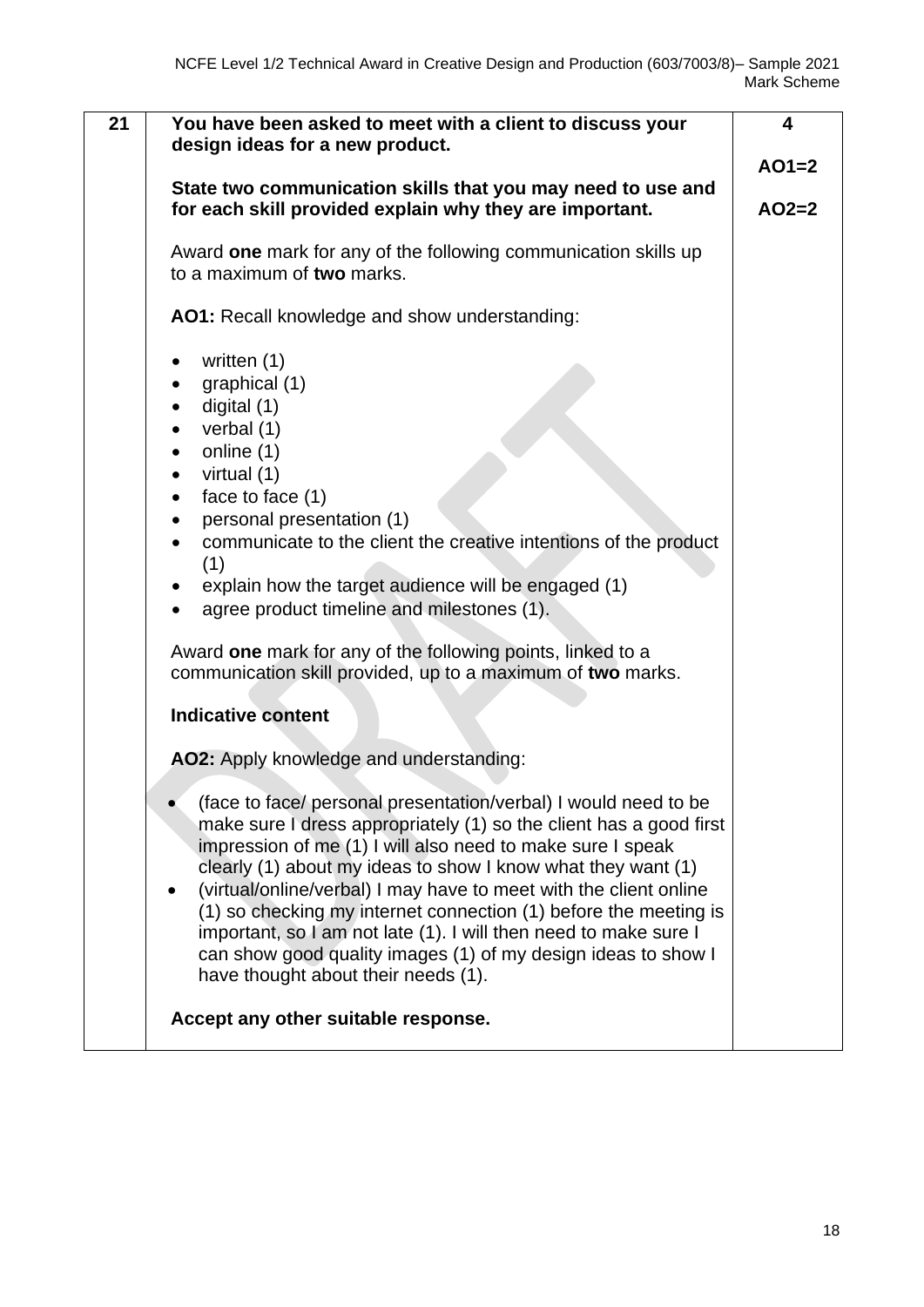| 21 | **You have been asked to meet with a client to discuss your design ideas for a new product.**<br><br>**State two communication skills that you may need to use and for each skill provided explain why they are important.**<br><br>Award **one** mark for any of the following communication skills up to a maximum of **two** marks.<br><br>**AO1:** Recall knowledge and show understanding:<br><br>• written (1)<br>• graphical (1)<br>• digital (1)<br>• verbal (1)<br>• online (1)<br>• virtual (1)<br>• face to face (1)<br>• personal presentation (1)<br>• communicate to the client the creative intentions of the product (1)<br>• explain how the target audience will be engaged (1)<br>• agree product timeline and milestones (1).<br><br>Award **one** mark for any of the following points, linked to a communication skill provided, up to a maximum of **two** marks.<br><br>**Indicative content**<br><br>**AO2:** Apply knowledge and understanding:<br><br>• (face to face/ personal presentation/verbal) I would need to be make sure I dress appropriately (1) so the client has a good first impression of me (1) I will also need to make sure I speak clearly (1) about my ideas to show I know what they want (1)<br>• (virtual/online/verbal) I may have to meet with the client online (1) so checking my internet connection (1) before the meeting is important, so I am not late (1). I will then need to make sure I can show good quality images (1) of my design ideas to show I have thought about their needs (1).<br><br>**Accept any other suitable response.** | **4**<br><br>**AO1=2**<br><br>**AO2=2** |
|---|---|---|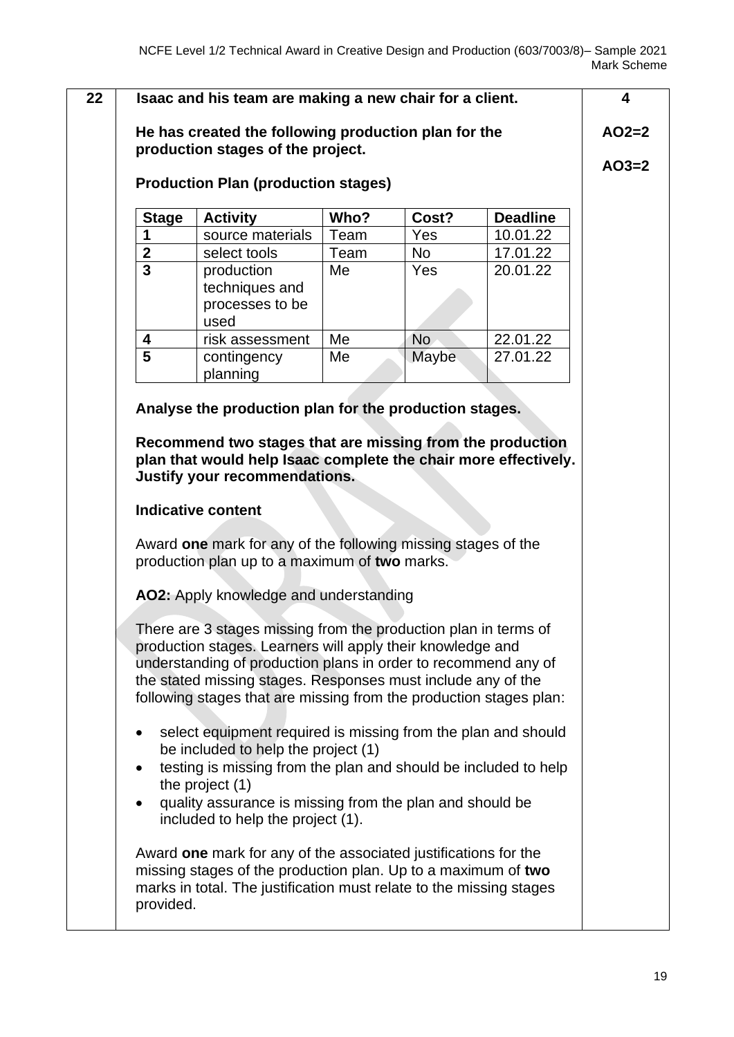| 22 | **Isaac and his team are making a new chair for a client.** | 4 |
|---|---|---|

**Isaac and his team are making a new chair for a client.**

**He has created the following production plan for the production stages of the project.**

**AO2=2**

**AO3=2**

**Production Plan (production stages)**

| Stage | Activity | Who? | Cost? | Deadline |
|---|---|---|---|---|
| 1 | source materials | Team | Yes | 10.01.22 |
| 2 | select tools | Team | No | 17.01.22 |
| 3 | production techniques and processes to be used | Me | Yes | 20.01.22 |
| 4 | risk assessment | Me | No | 22.01.22 |
| 5 | contingency planning | Me | Maybe | 27.01.22 |

**Analyse the production plan for the production stages.**

**Recommend two stages that are missing from the production plan that would help Isaac complete the chair more effectively. Justify your recommendations.**

**Indicative content**

Award **one** mark for any of the following missing stages of the production plan up to a maximum of **two** marks.

**AO2:** Apply knowledge and understanding

There are 3 stages missing from the production plan in terms of production stages. Learners will apply their knowledge and understanding of production plans in order to recommend any of the stated missing stages. Responses must include any of the following stages that are missing from the production stages plan:

- select equipment required is missing from the plan and should be included to help the project (1)
- testing is missing from the plan and should be included to help the project (1)
- quality assurance is missing from the plan and should be included to help the project (1).

Award **one** mark for any of the associated justifications for the missing stages of the production plan. Up to a maximum of **two** marks in total. The justification must relate to the missing stages provided.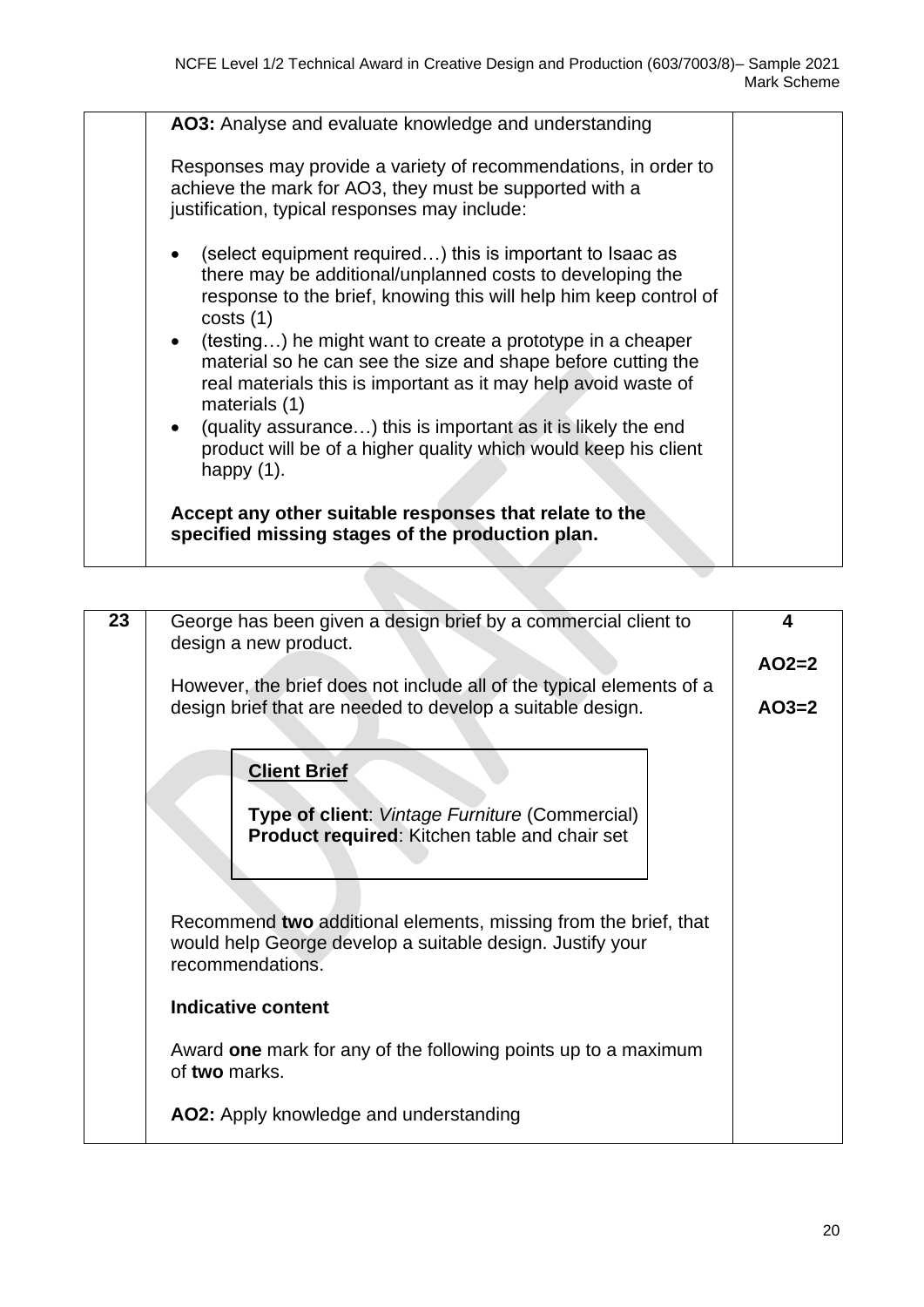| | | |
|---|---|---|
| | **AO3:** Analyse and evaluate knowledge and understanding<br><br>Responses may provide a variety of recommendations, in order to achieve the mark for AO3, they must be supported with a justification, typical responses may include:<br><br>• (select equipment required…) this is important to Isaac as there may be additional/unplanned costs to developing the response to the brief, knowing this will help him keep control of costs (1)<br>• (testing…) he might want to create a prototype in a cheaper material so he can see the size and shape before cutting the real materials this is important as it may help avoid waste of materials (1)<br>• (quality assurance…) this is important as it is likely the end product will be of a higher quality which would keep his client happy (1).<br><br>**Accept any other suitable responses that relate to the specified missing stages of the production plan.** | |

| | | |
|---|---|---|
| **23** | George has been given a design brief by a commercial client to design a new product.<br><br>However, the brief does not include all of the typical elements of a design brief that are needed to develop a suitable design.<br><br>**Client Brief**<br><br>**Type of client**: *Vintage Furniture* (Commercial)<br>**Product required**: Kitchen table and chair set<br><br>Recommend **two** additional elements, missing from the brief, that would help George develop a suitable design. Justify your recommendations.<br><br>**Indicative content**<br><br>Award **one** mark for any of the following points up to a maximum of **two** marks.<br><br>**AO2:** Apply knowledge and understanding | **4**<br><br>**AO2=2**<br><br>**AO3=2** |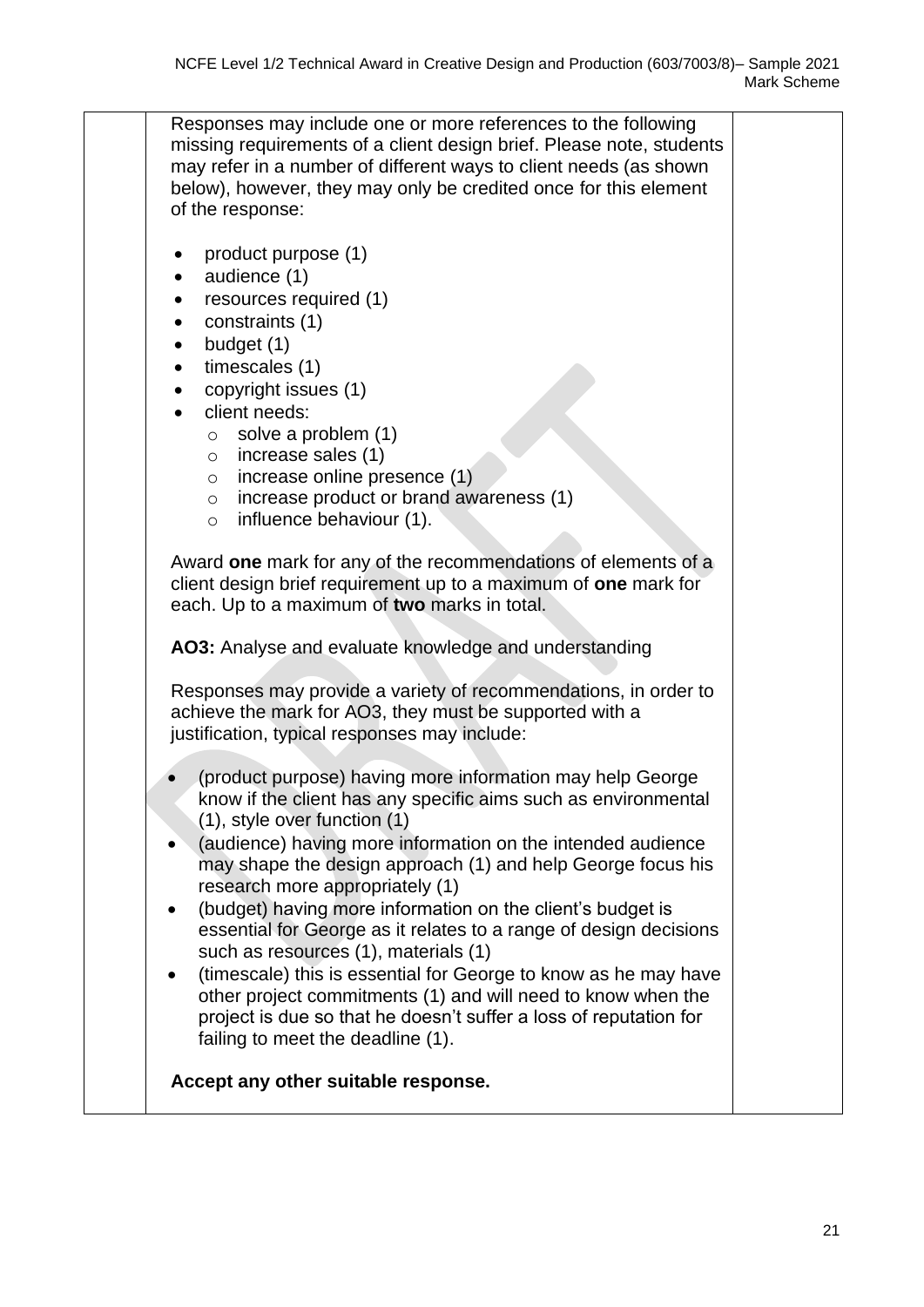Responses may include one or more references to the following missing requirements of a client design brief. Please note, students may refer in a number of different ways to client needs (as shown below), however, they may only be credited once for this element of the response:

- product purpose (1)
- audience (1)
- resources required (1)
- constraints (1)
- budget (1)
- timescales (1)
- copyright issues (1)
- client needs:
  - solve a problem (1)
  - increase sales (1)
  - increase online presence (1)
  - increase product or brand awareness (1)
  - influence behaviour (1).

Award **one** mark for any of the recommendations of elements of a client design brief requirement up to a maximum of **one** mark for each. Up to a maximum of **two** marks in total.

**AO3:** Analyse and evaluate knowledge and understanding

Responses may provide a variety of recommendations, in order to achieve the mark for AO3, they must be supported with a justification, typical responses may include:

- (product purpose) having more information may help George know if the client has any specific aims such as environmental (1), style over function (1)
- (audience) having more information on the intended audience may shape the design approach (1) and help George focus his research more appropriately (1)
- (budget) having more information on the client's budget is essential for George as it relates to a range of design decisions such as resources (1), materials (1)
- (timescale) this is essential for George to know as he may have other project commitments (1) and will need to know when the project is due so that he doesn't suffer a loss of reputation for failing to meet the deadline (1).

**Accept any other suitable response.**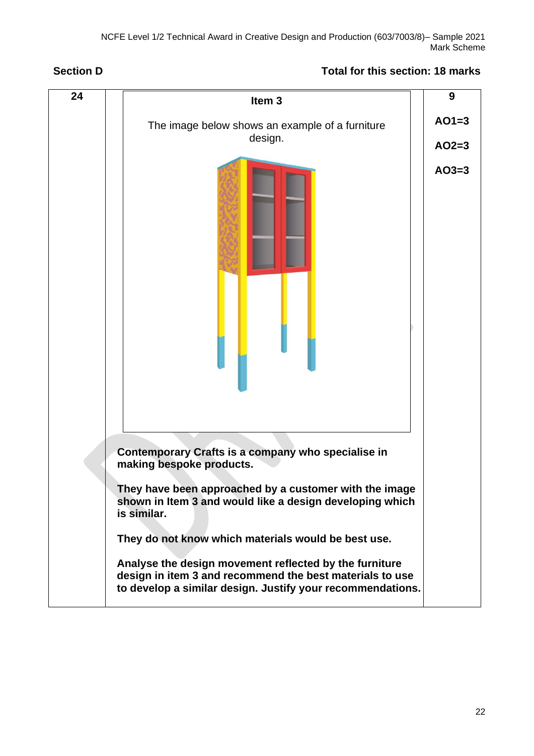**Section D** **Total for this section: 18 marks**

| 24 | **Item 3**<br><br>The image below shows an example of a furniture design.<br><br>**Contemporary Crafts is a company who specialise in making bespoke products.**<br><br>**They have been approached by a customer with the image shown in Item 3 and would like a design developing which is similar.**<br><br>**They do not know which materials would be best use.**<br><br>**Analyse the design movement reflected by the furniture design in item 3 and recommend the best materials to use to develop a similar design. Justify your recommendations.** | **9**<br><br>**AO1=3**<br><br>**AO2=3**<br><br>**AO3=3** |
|---|---|---|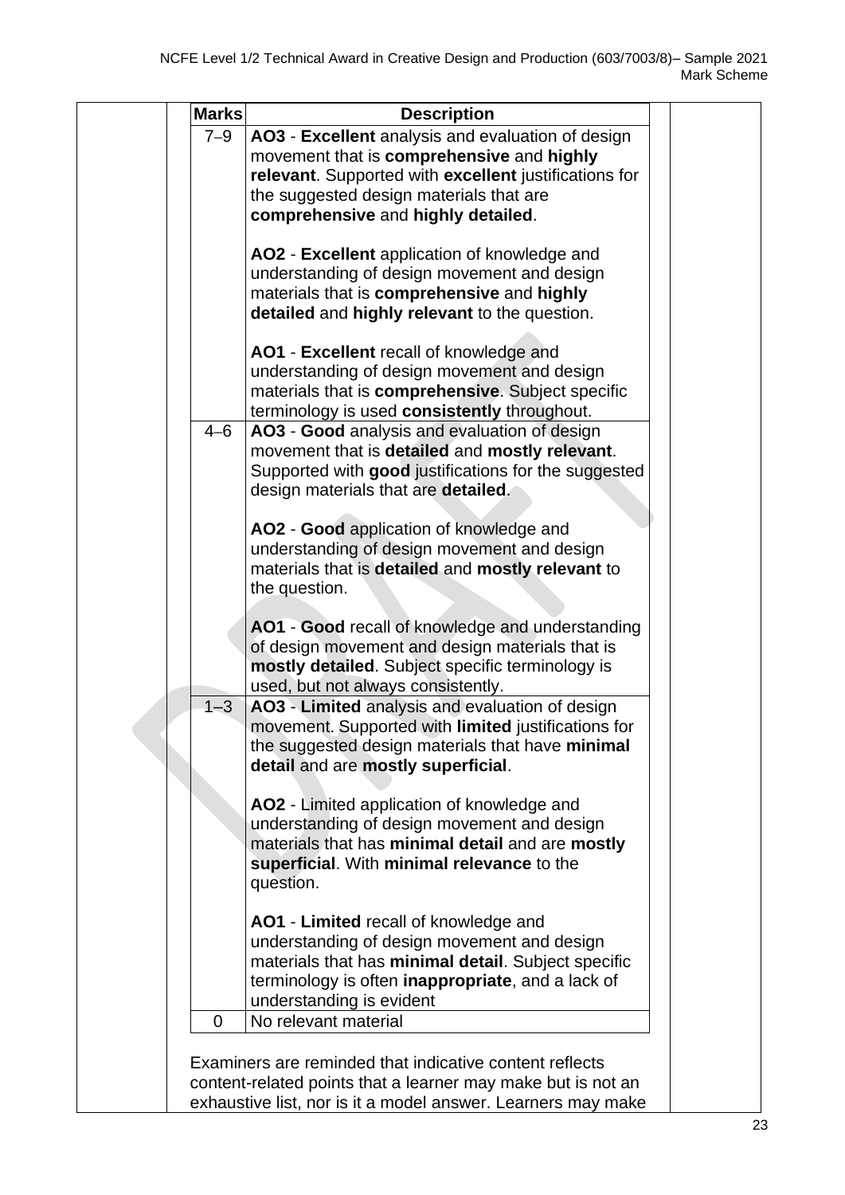| Marks | Description |
|---|---|
| 7–9 | **AO3** - **Excellent** analysis and evaluation of design movement that is **comprehensive** and **highly relevant**. Supported with **excellent** justifications for the suggested design materials that are **comprehensive** and **highly detailed**.<br><br>**AO2** - **Excellent** application of knowledge and understanding of design movement and design materials that is **comprehensive** and **highly detailed** and **highly relevant** to the question.<br><br>**AO1** - **Excellent** recall of knowledge and understanding of design movement and design materials that is **comprehensive**. Subject specific terminology is used **consistently** throughout. |
| 4–6 | **AO3** - **Good** analysis and evaluation of design movement that is **detailed** and **mostly relevant**. Supported with **good** justifications for the suggested design materials that are **detailed**.<br><br>**AO2** - **Good** application of knowledge and understanding of design movement and design materials that is **detailed** and **mostly relevant** to the question.<br><br>**AO1** - **Good** recall of knowledge and understanding of design movement and design materials that is **mostly detailed**. Subject specific terminology is used, but not always consistently. |
| 1–3 | **AO3** - **Limited** analysis and evaluation of design movement. Supported with **limited** justifications for the suggested design materials that have **minimal detail** and are **mostly superficial**.<br><br>**AO2** - Limited application of knowledge and understanding of design movement and design materials that has **minimal detail** and are **mostly superficial**. With **minimal relevance** to the question.<br><br>**AO1** - **Limited** recall of knowledge and understanding of design movement and design materials that has **minimal detail**. Subject specific terminology is often **inappropriate**, and a lack of understanding is evident |
| 0 | No relevant material |

Examiners are reminded that indicative content reflects content-related points that a learner may make but is not an exhaustive list, nor is it a model answer. Learners may make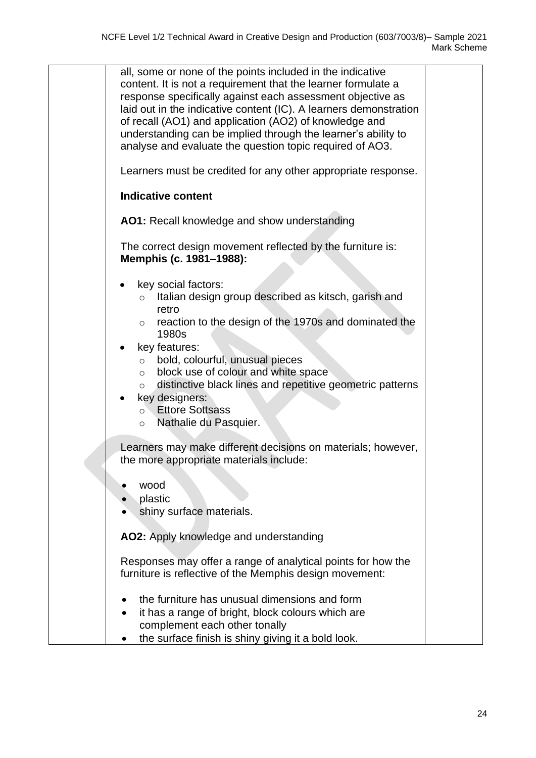all, some or none of the points included in the indicative content. It is not a requirement that the learner formulate a response specifically against each assessment objective as laid out in the indicative content (IC). A learners demonstration of recall (AO1) and application (AO2) of knowledge and understanding can be implied through the learner's ability to analyse and evaluate the question topic required of AO3.

Learners must be credited for any other appropriate response.

**Indicative content**

**AO1:** Recall knowledge and show understanding

The correct design movement reflected by the furniture is: **Memphis (c. 1981–1988):**

- key social factors:
  - Italian design group described as kitsch, garish and retro
  - reaction to the design of the 1970s and dominated the 1980s
- key features:
  - bold, colourful, unusual pieces
  - block use of colour and white space
  - distinctive black lines and repetitive geometric patterns
- key designers:
  - Ettore Sottsass
  - Nathalie du Pasquier.

Learners may make different decisions on materials; however, the more appropriate materials include:

- wood
- plastic
- shiny surface materials.

**AO2:** Apply knowledge and understanding

Responses may offer a range of analytical points for how the furniture is reflective of the Memphis design movement:

- the furniture has unusual dimensions and form
- it has a range of bright, block colours which are complement each other tonally
- the surface finish is shiny giving it a bold look.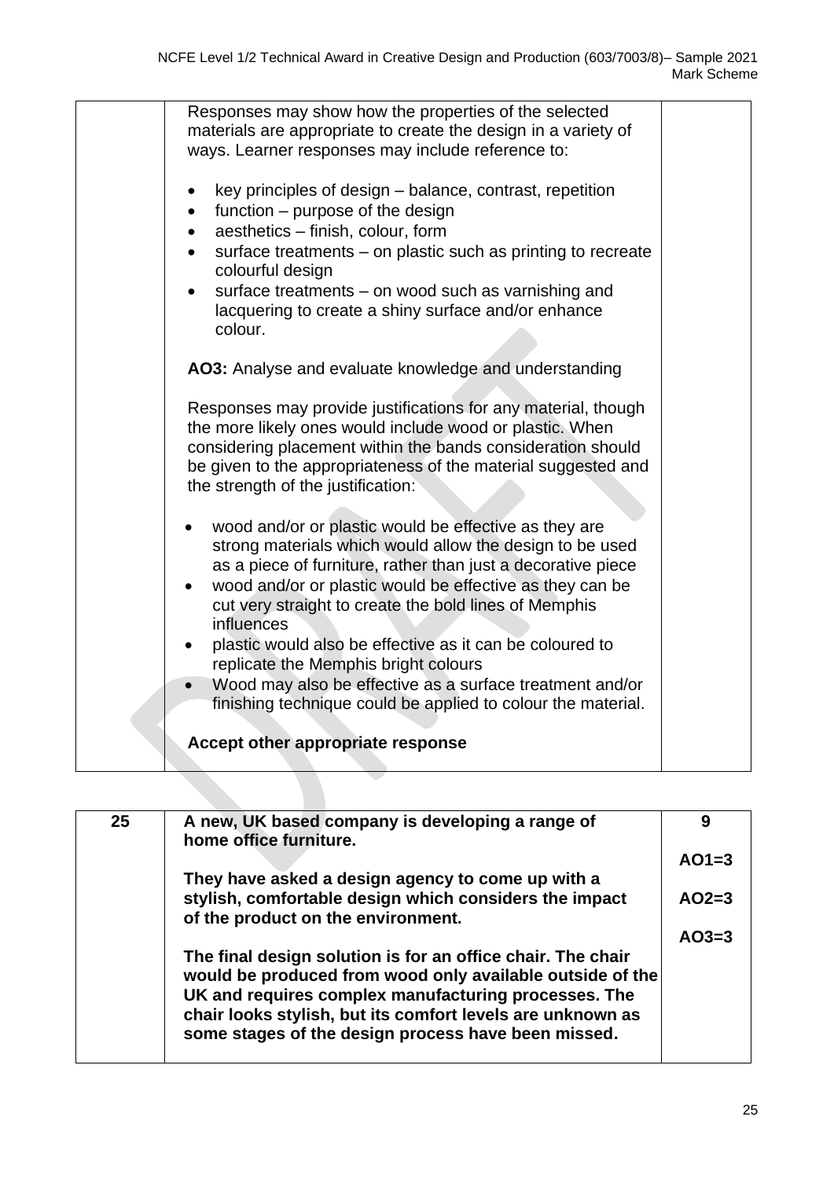| | | |
|---|---|---|
| | Responses may show how the properties of the selected materials are appropriate to create the design in a variety of ways. Learner responses may include reference to:<br><br>• key principles of design – balance, contrast, repetition<br>• function – purpose of the design<br>• aesthetics – finish, colour, form<br>• surface treatments – on plastic such as printing to recreate colourful design<br>• surface treatments – on wood such as varnishing and lacquering to create a shiny surface and/or enhance colour.<br><br>**AO3:** Analyse and evaluate knowledge and understanding<br><br>Responses may provide justifications for any material, though the more likely ones would include wood or plastic. When considering placement within the bands consideration should be given to the appropriateness of the material suggested and the strength of the justification:<br><br>• wood and/or or plastic would be effective as they are strong materials which would allow the design to be used as a piece of furniture, rather than just a decorative piece<br>• wood and/or or plastic would be effective as they can be cut very straight to create the bold lines of Memphis influences<br>• plastic would also be effective as it can be coloured to replicate the Memphis bright colours<br>• Wood may also be effective as a surface treatment and/or finishing technique could be applied to colour the material.<br><br>**Accept other appropriate response** | |

| | | |
|---|---|---|
| **25** | **A new, UK based company is developing a range of home office furniture.**<br><br>**They have asked a design agency to come up with a stylish, comfortable design which considers the impact of the product on the environment.**<br><br>**The final design solution is for an office chair. The chair would be produced from wood only available outside of the UK and requires complex manufacturing processes. The chair looks stylish, but its comfort levels are unknown as some stages of the design process have been missed.** | **9**<br><br>**AO1=3**<br><br>**AO2=3**<br><br>**AO3=3** |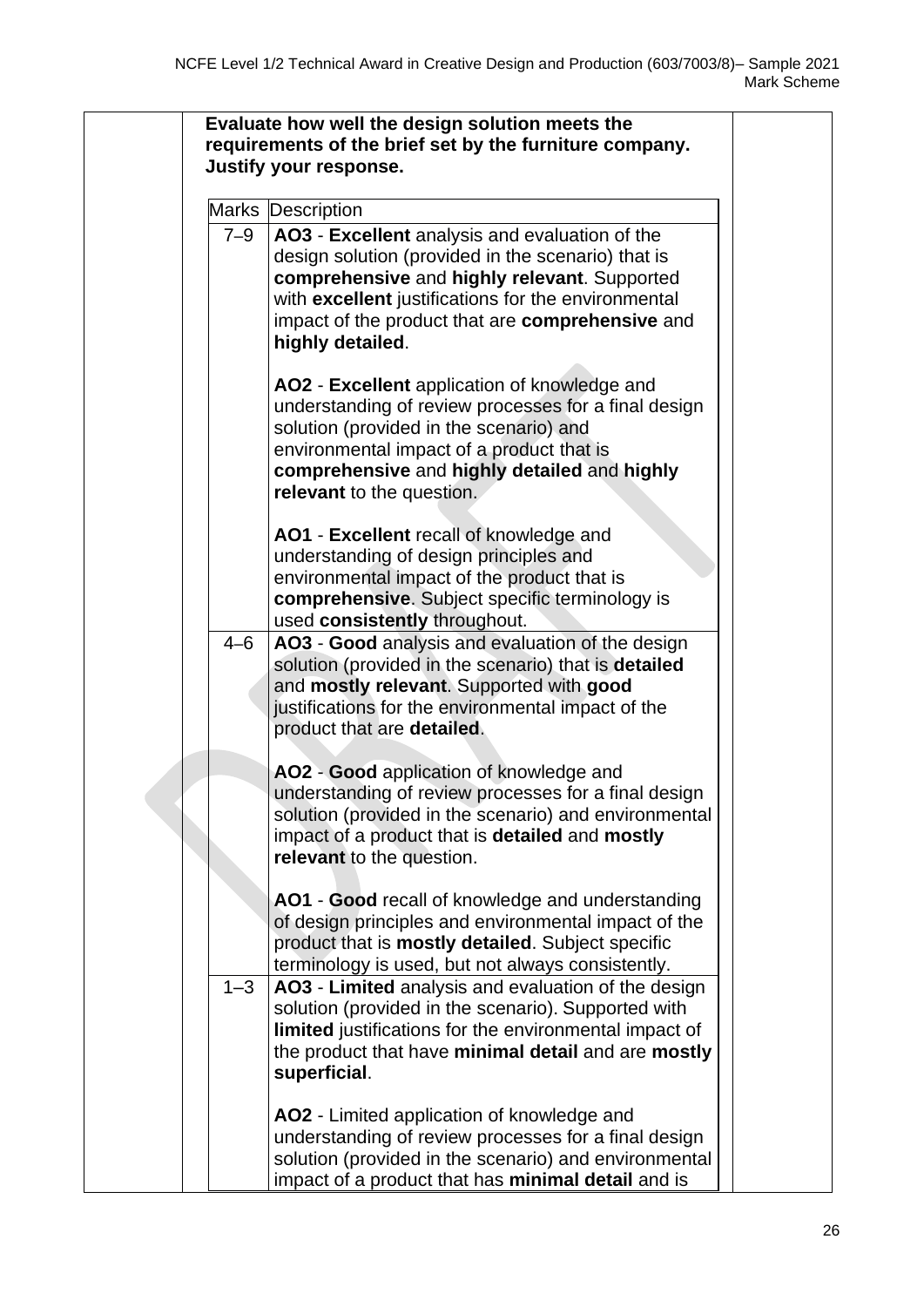**Evaluate how well the design solution meets the requirements of the brief set by the furniture company. Justify your response.**

| Marks | Description |
|---|---|
| 7–9 | **AO3** - **Excellent** analysis and evaluation of the design solution (provided in the scenario) that is **comprehensive** and **highly relevant**. Supported with **excellent** justifications for the environmental impact of the product that are **comprehensive** and **highly detailed**.<br><br>**AO2** - **Excellent** application of knowledge and understanding of review processes for a final design solution (provided in the scenario) and environmental impact of a product that is **comprehensive** and **highly detailed** and **highly relevant** to the question.<br><br>**AO1** - **Excellent** recall of knowledge and understanding of design principles and environmental impact of the product that is **comprehensive**. Subject specific terminology is used **consistently** throughout. |
| 4–6 | **AO3** - **Good** analysis and evaluation of the design solution (provided in the scenario) that is **detailed** and **mostly relevant**. Supported with **good** justifications for the environmental impact of the product that are **detailed**.<br><br>**AO2** - **Good** application of knowledge and understanding of review processes for a final design solution (provided in the scenario) and environmental impact of a product that is **detailed** and **mostly relevant** to the question.<br><br>**AO1** - **Good** recall of knowledge and understanding of design principles and environmental impact of the product that is **mostly detailed**. Subject specific terminology is used, but not always consistently. |
| 1–3 | **AO3** - **Limited** analysis and evaluation of the design solution (provided in the scenario). Supported with **limited** justifications for the environmental impact of the product that have **minimal detail** and are **mostly superficial**.<br><br>**AO2** - Limited application of knowledge and understanding of review processes for a final design solution (provided in the scenario) and environmental impact of a product that has **minimal detail** and is |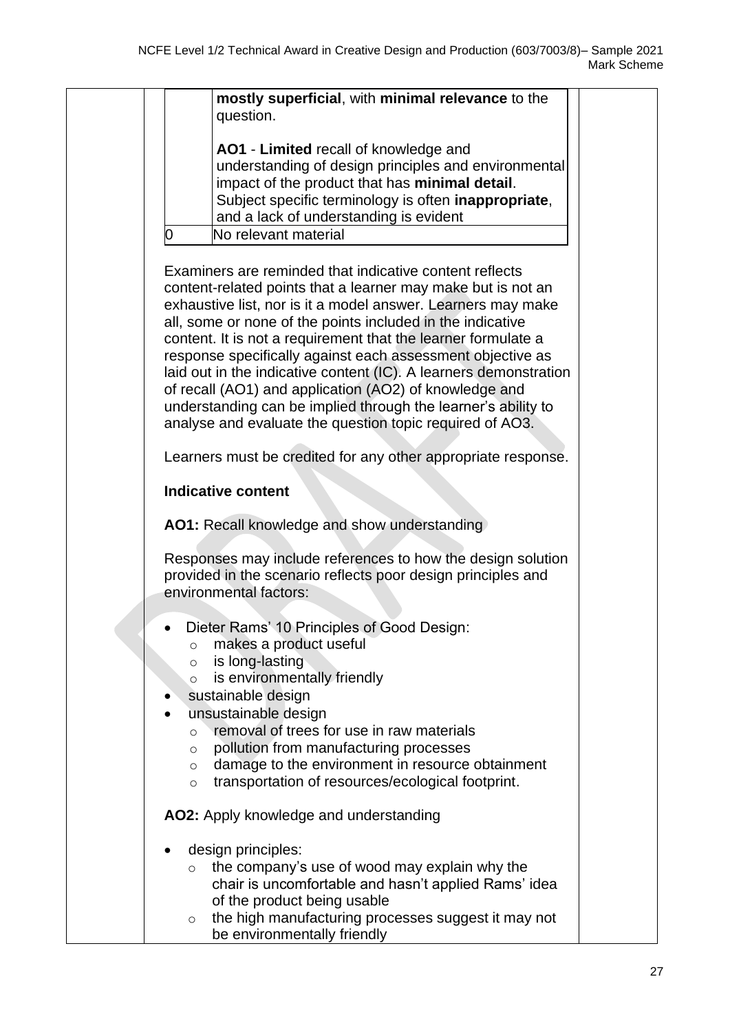| | |
|---|---|
| | **mostly superficial**, with **minimal relevance** to the question.<br><br>**AO1** - **Limited** recall of knowledge and understanding of design principles and environmental impact of the product that has **minimal detail**. Subject specific terminology is often **inappropriate**, and a lack of understanding is evident |
| 0 | No relevant material |

Examiners are reminded that indicative content reflects content-related points that a learner may make but is not an exhaustive list, nor is it a model answer. Learners may make all, some or none of the points included in the indicative content. It is not a requirement that the learner formulate a response specifically against each assessment objective as laid out in the indicative content (IC). A learners demonstration of recall (AO1) and application (AO2) of knowledge and understanding can be implied through the learner's ability to analyse and evaluate the question topic required of AO3.

Learners must be credited for any other appropriate response.

**Indicative content**

**AO1:** Recall knowledge and show understanding

Responses may include references to how the design solution provided in the scenario reflects poor design principles and environmental factors:

- Dieter Rams' 10 Principles of Good Design:
  - makes a product useful
  - is long-lasting
  - is environmentally friendly
- sustainable design
- unsustainable design
  - removal of trees for use in raw materials
  - pollution from manufacturing processes
  - damage to the environment in resource obtainment
  - transportation of resources/ecological footprint.

**AO2:** Apply knowledge and understanding

- design principles:
  - the company's use of wood may explain why the chair is uncomfortable and hasn't applied Rams' idea of the product being usable
  - the high manufacturing processes suggest it may not be environmentally friendly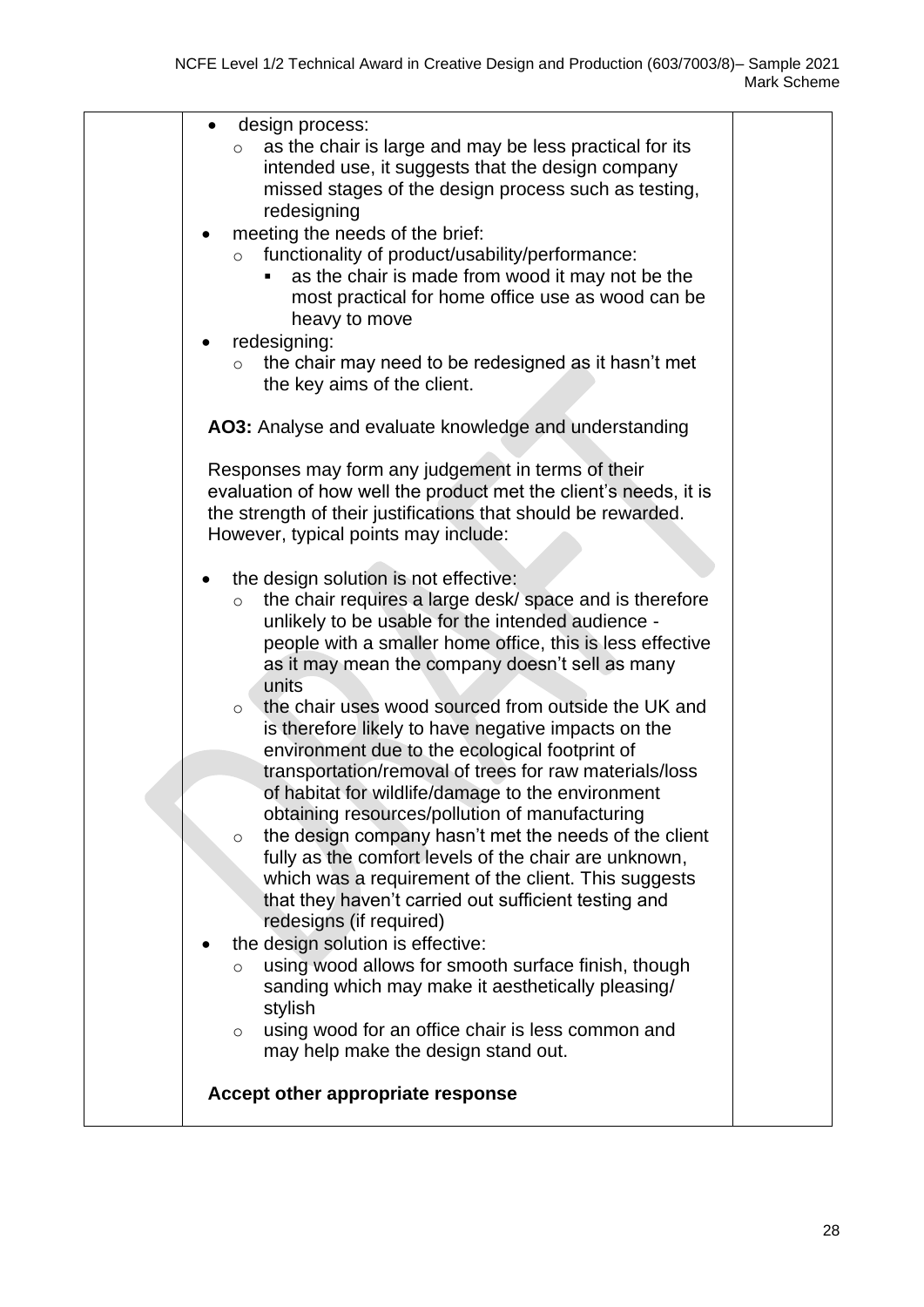- design process:
  - as the chair is large and may be less practical for its intended use, it suggests that the design company missed stages of the design process such as testing, redesigning
- meeting the needs of the brief:
  - functionality of product/usability/performance:
    - as the chair is made from wood it may not be the most practical for home office use as wood can be heavy to move
- redesigning:
  - the chair may need to be redesigned as it hasn't met the key aims of the client.

**AO3:** Analyse and evaluate knowledge and understanding

Responses may form any judgement in terms of their evaluation of how well the product met the client's needs, it is the strength of their justifications that should be rewarded. However, typical points may include:

- the design solution is not effective:
  - the chair requires a large desk/ space and is therefore unlikely to be usable for the intended audience - people with a smaller home office, this is less effective as it may mean the company doesn't sell as many units
  - the chair uses wood sourced from outside the UK and is therefore likely to have negative impacts on the environment due to the ecological footprint of transportation/removal of trees for raw materials/loss of habitat for wildlife/damage to the environment obtaining resources/pollution of manufacturing
  - the design company hasn't met the needs of the client fully as the comfort levels of the chair are unknown, which was a requirement of the client. This suggests that they haven't carried out sufficient testing and redesigns (if required)
- the design solution is effective:
  - using wood allows for smooth surface finish, though sanding which may make it aesthetically pleasing/ stylish
  - using wood for an office chair is less common and may help make the design stand out.

**Accept other appropriate response**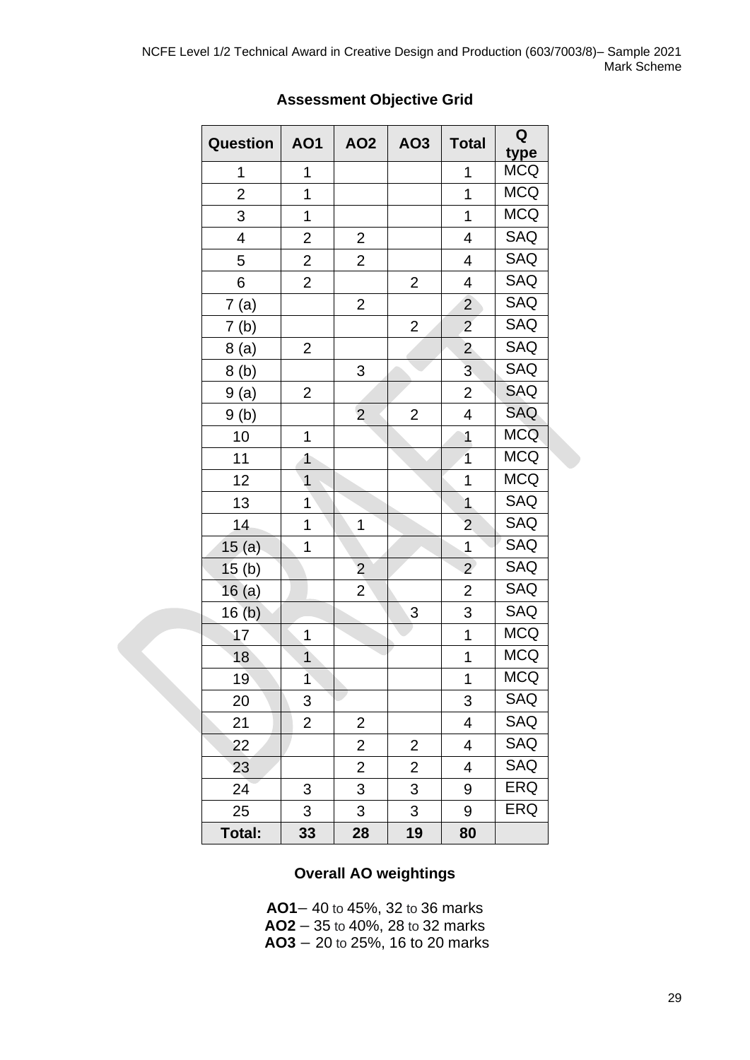## Assessment Objective Grid

| Question | AO1 | AO2 | AO3 | Total | Q type |
|---|---|---|---|---|---|
| 1 | 1 | | | 1 | MCQ |
| 2 | 1 | | | 1 | MCQ |
| 3 | 1 | | | 1 | MCQ |
| 4 | 2 | 2 | | 4 | SAQ |
| 5 | 2 | 2 | | 4 | SAQ |
| 6 | 2 | | 2 | 4 | SAQ |
| 7 (a) | | 2 | | 2 | SAQ |
| 7 (b) | | | 2 | 2 | SAQ |
| 8 (a) | 2 | | | 2 | SAQ |
| 8 (b) | | 3 | | 3 | SAQ |
| 9 (a) | 2 | | | 2 | SAQ |
| 9 (b) | | 2 | 2 | 4 | SAQ |
| 10 | 1 | | | 1 | MCQ |
| 11 | 1 | | | 1 | MCQ |
| 12 | 1 | | | 1 | MCQ |
| 13 | 1 | | | 1 | SAQ |
| 14 | 1 | 1 | | 2 | SAQ |
| 15 (a) | 1 | | | 1 | SAQ |
| 15 (b) | | 2 | | 2 | SAQ |
| 16 (a) | | 2 | | 2 | SAQ |
| 16 (b) | | | 3 | 3 | SAQ |
| 17 | 1 | | | 1 | MCQ |
| 18 | 1 | | | 1 | MCQ |
| 19 | 1 | | | 1 | MCQ |
| 20 | 3 | | | 3 | SAQ |
| 21 | 2 | 2 | | 4 | SAQ |
| 22 | | 2 | 2 | 4 | SAQ |
| 23 | | 2 | 2 | 4 | SAQ |
| 24 | 3 | 3 | 3 | 9 | ERQ |
| 25 | 3 | 3 | 3 | 9 | ERQ |
| **Total:** | **33** | **28** | **19** | **80** | |

## Overall AO weightings

**AO1** – 40 to 45%, 32 to 36 marks
**AO2** – 35 to 40%, 28 to 32 marks
**AO3** – 20 to 25%, 16 to 20 marks